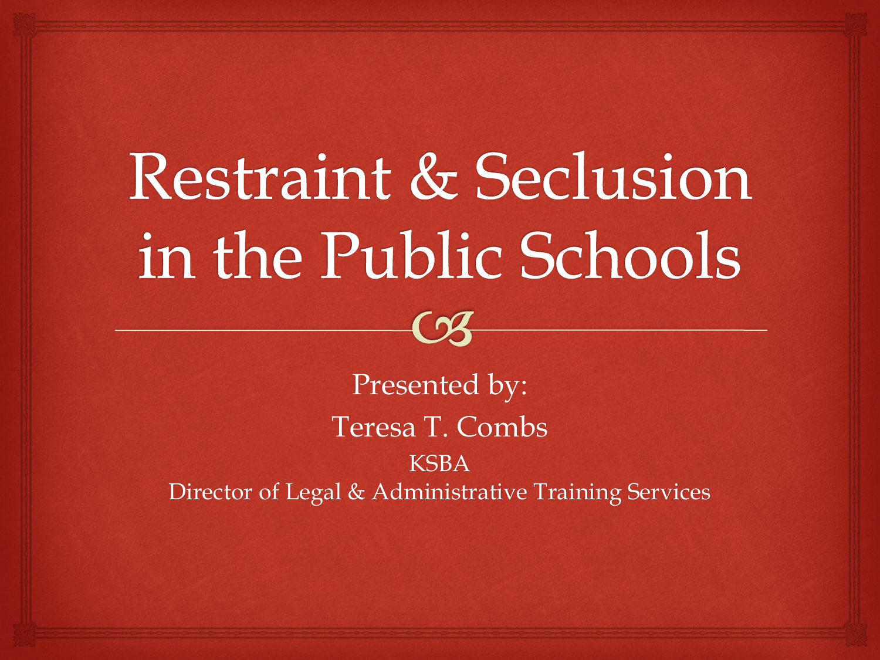# Restraint & Seclusion in the Public Schools

Presented by:

Teresa T. Combs

KSBA

Director of Legal & Administrative Training Services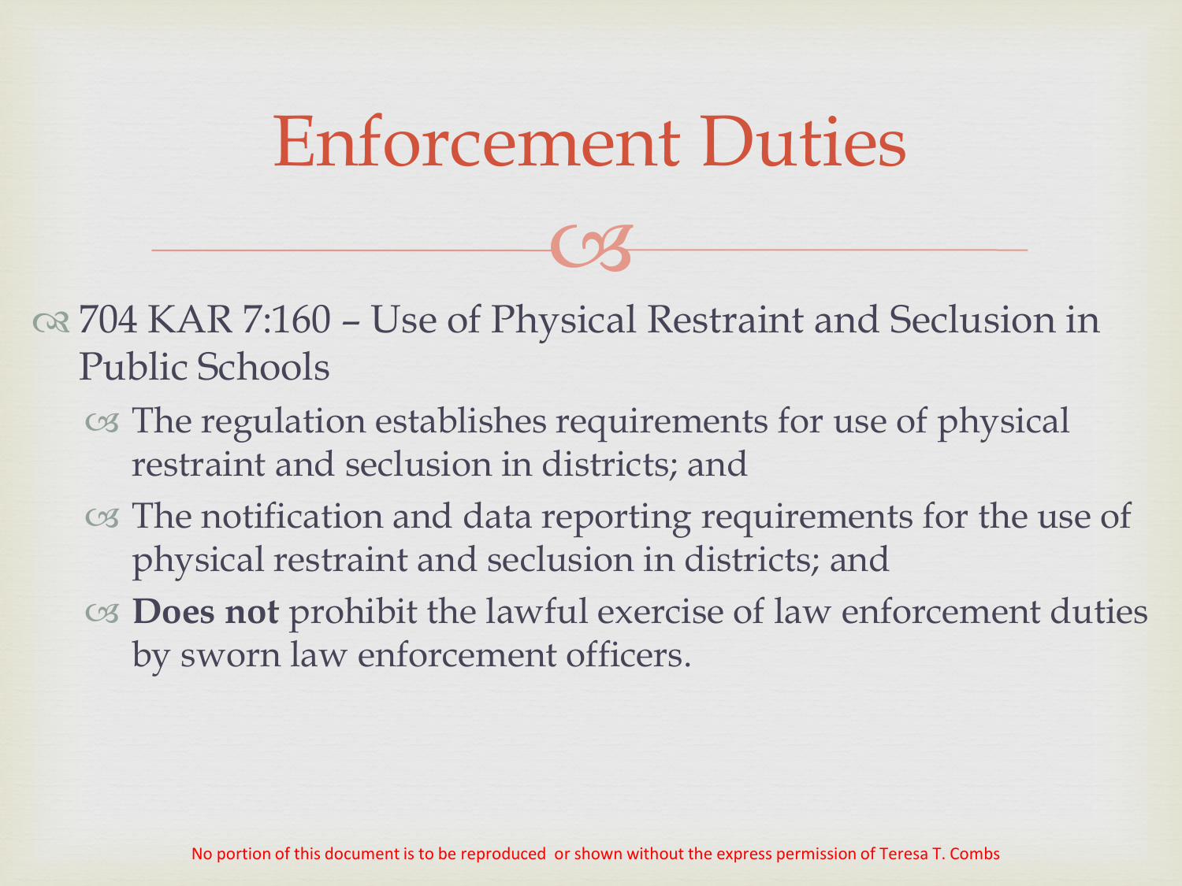# Enforcement Duties

- 704 KAR 7:160 – Use of Physical Restraint and Seclusion in Public Schools
  - The regulation establishes requirements for use of physical restraint and seclusion in districts; and
  - The notification and data reporting requirements for the use of physical restraint and seclusion in districts; and
  - **Does not** prohibit the lawful exercise of law enforcement duties by sworn law enforcement officers.

No portion of this document is to be reproduced or shown without the express permission of Teresa T. Combs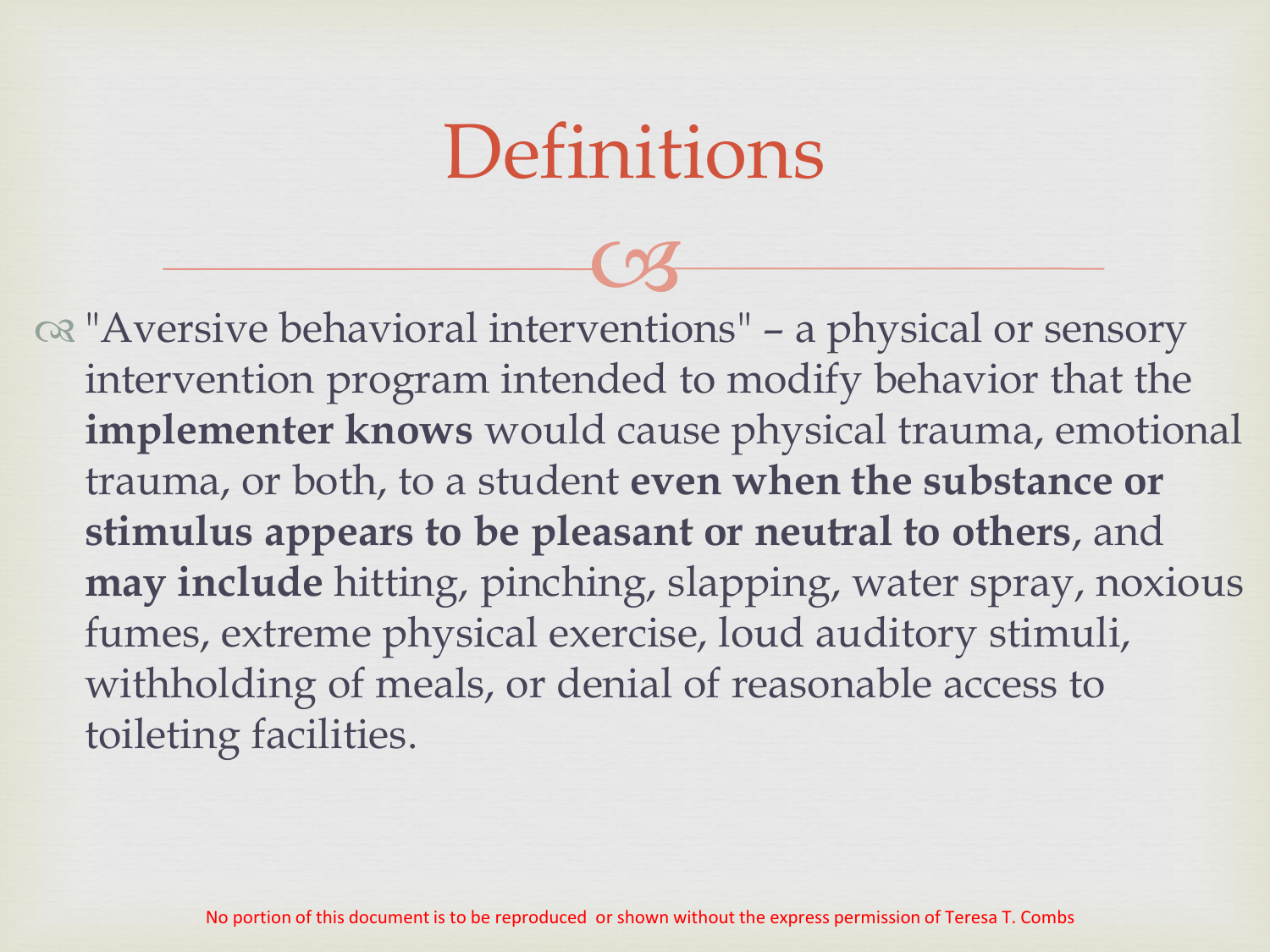# Definitions

- "Aversive behavioral interventions" – a physical or sensory intervention program intended to modify behavior that the **implementer knows** would cause physical trauma, emotional trauma, or both, to a student **even when the substance or stimulus appears to be pleasant or neutral to others**, and **may include** hitting, pinching, slapping, water spray, noxious fumes, extreme physical exercise, loud auditory stimuli, withholding of meals, or denial of reasonable access to toileting facilities.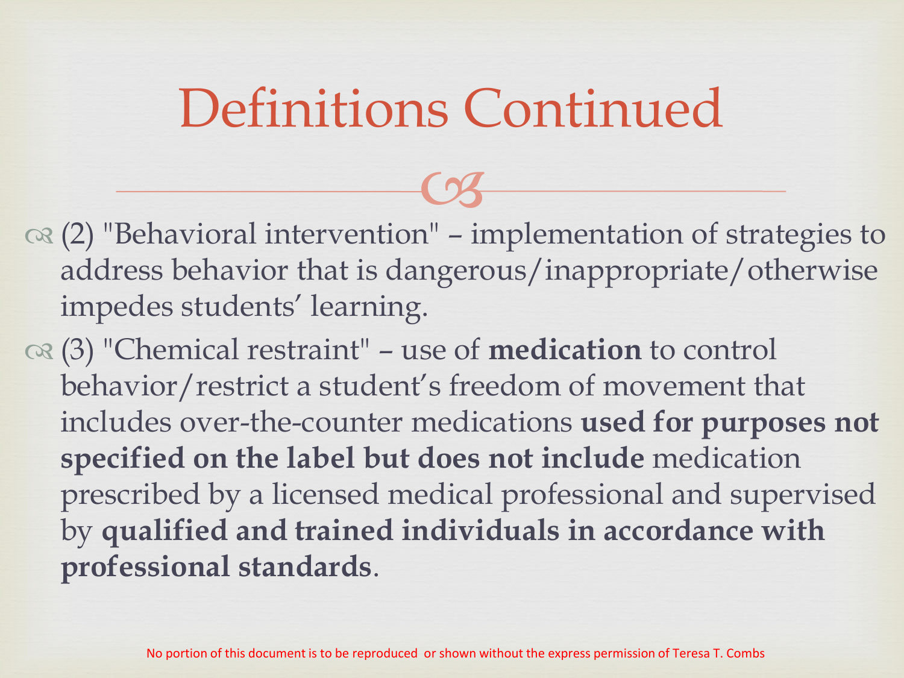# Definitions Continued

- (2) "Behavioral intervention" – implementation of strategies to address behavior that is dangerous/inappropriate/otherwise impedes students' learning.
- (3) "Chemical restraint" – use of **medication** to control behavior/restrict a student's freedom of movement that includes over-the-counter medications **used for purposes not specified on the label but does not include** medication prescribed by a licensed medical professional and supervised by **qualified and trained individuals in accordance with professional standards**.

No portion of this document is to be reproduced or shown without the express permission of Teresa T. Combs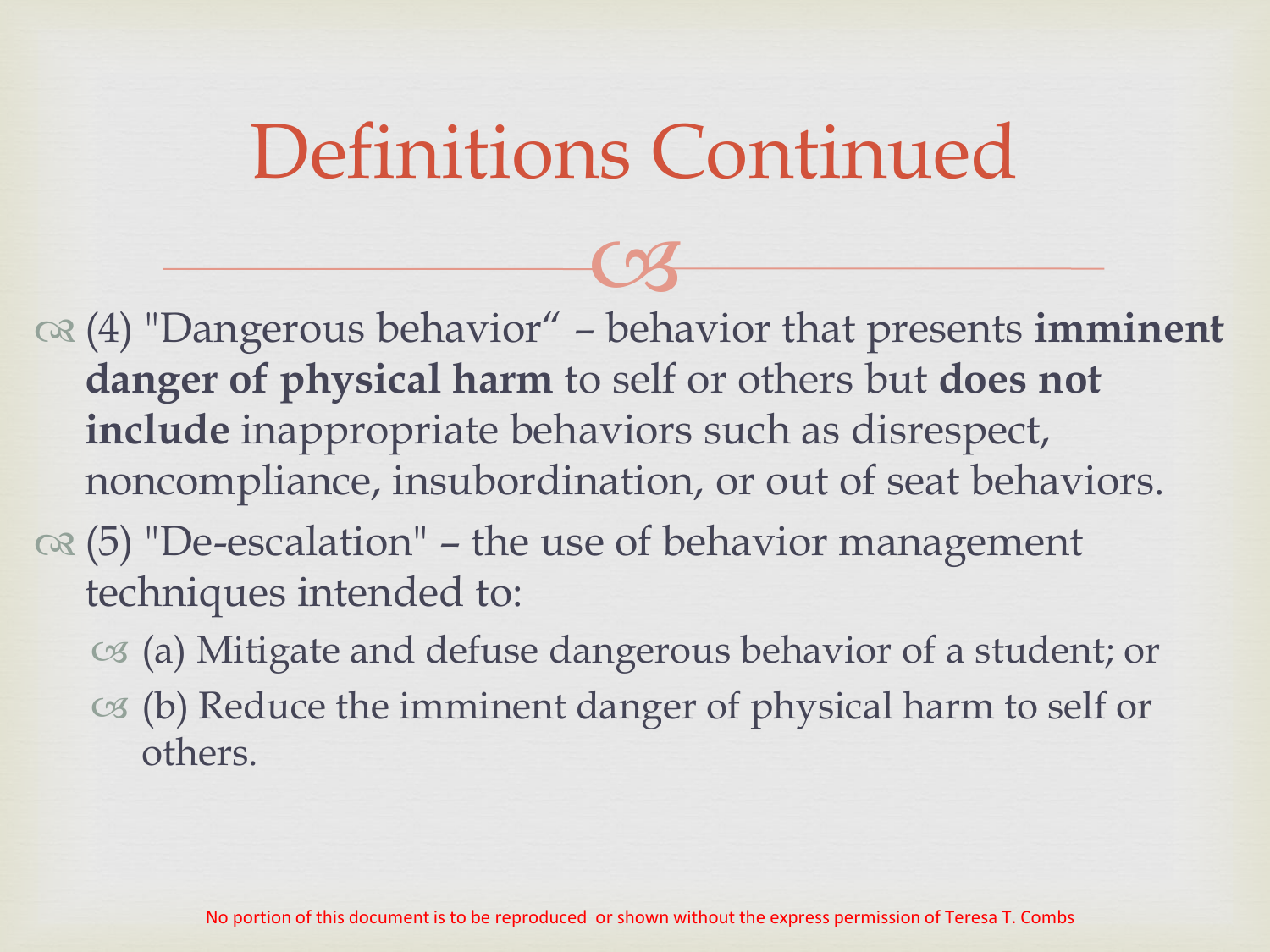# Definitions Continued

- (4) "Dangerous behavior" – behavior that presents **imminent danger of physical harm** to self or others but **does not include** inappropriate behaviors such as disrespect, noncompliance, insubordination, or out of seat behaviors.
- (5) "De-escalation" – the use of behavior management techniques intended to:
  - (a) Mitigate and defuse dangerous behavior of a student; or
  - (b) Reduce the imminent danger of physical harm to self or others.

No portion of this document is to be reproduced or shown without the express permission of Teresa T. Combs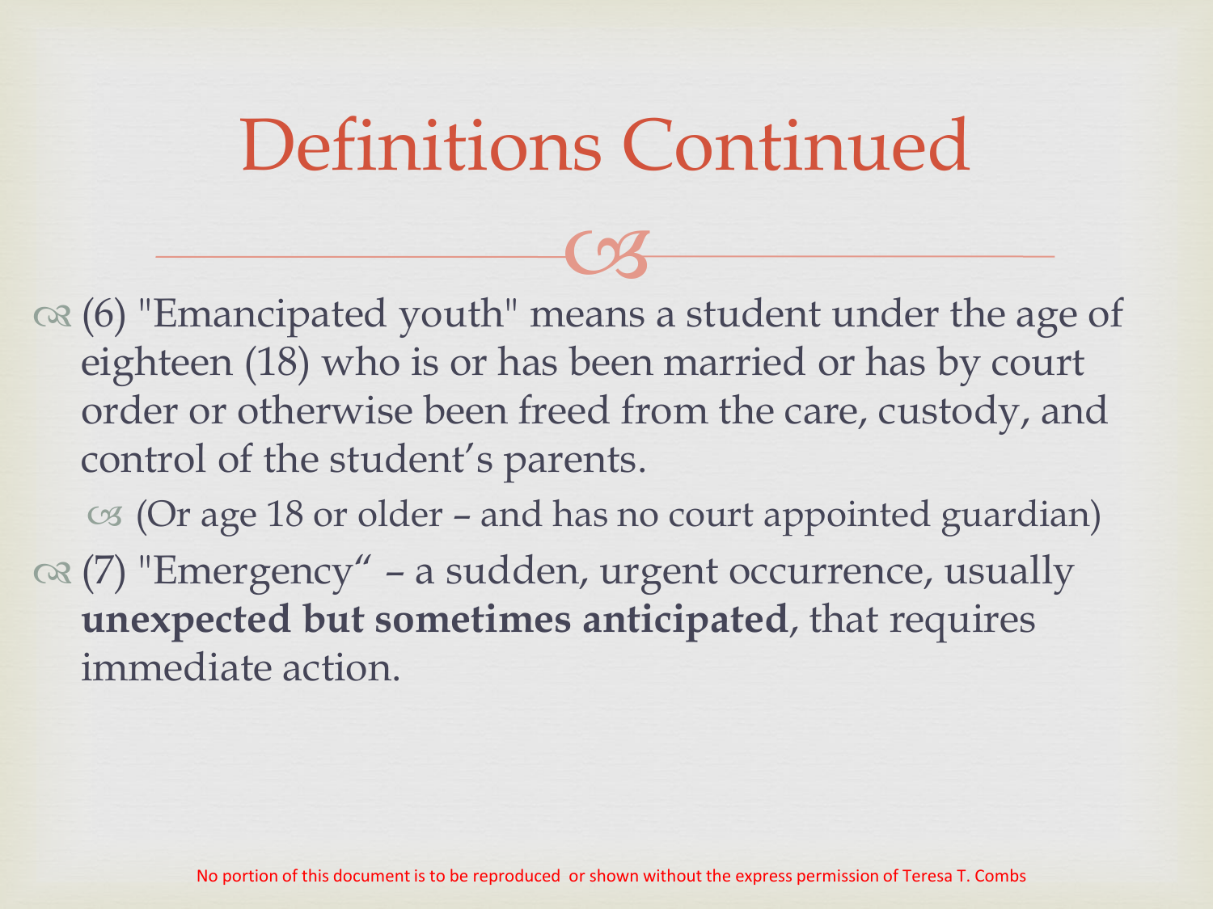# Definitions Continued

- (6) "Emancipated youth" means a student under the age of eighteen (18) who is or has been married or has by court order or otherwise been freed from the care, custody, and control of the student's parents.
  - (Or age 18 or older – and has no court appointed guardian)
- (7) "Emergency" – a sudden, urgent occurrence, usually **unexpected but sometimes anticipated**, that requires immediate action.

No portion of this document is to be reproduced or shown without the express permission of Teresa T. Combs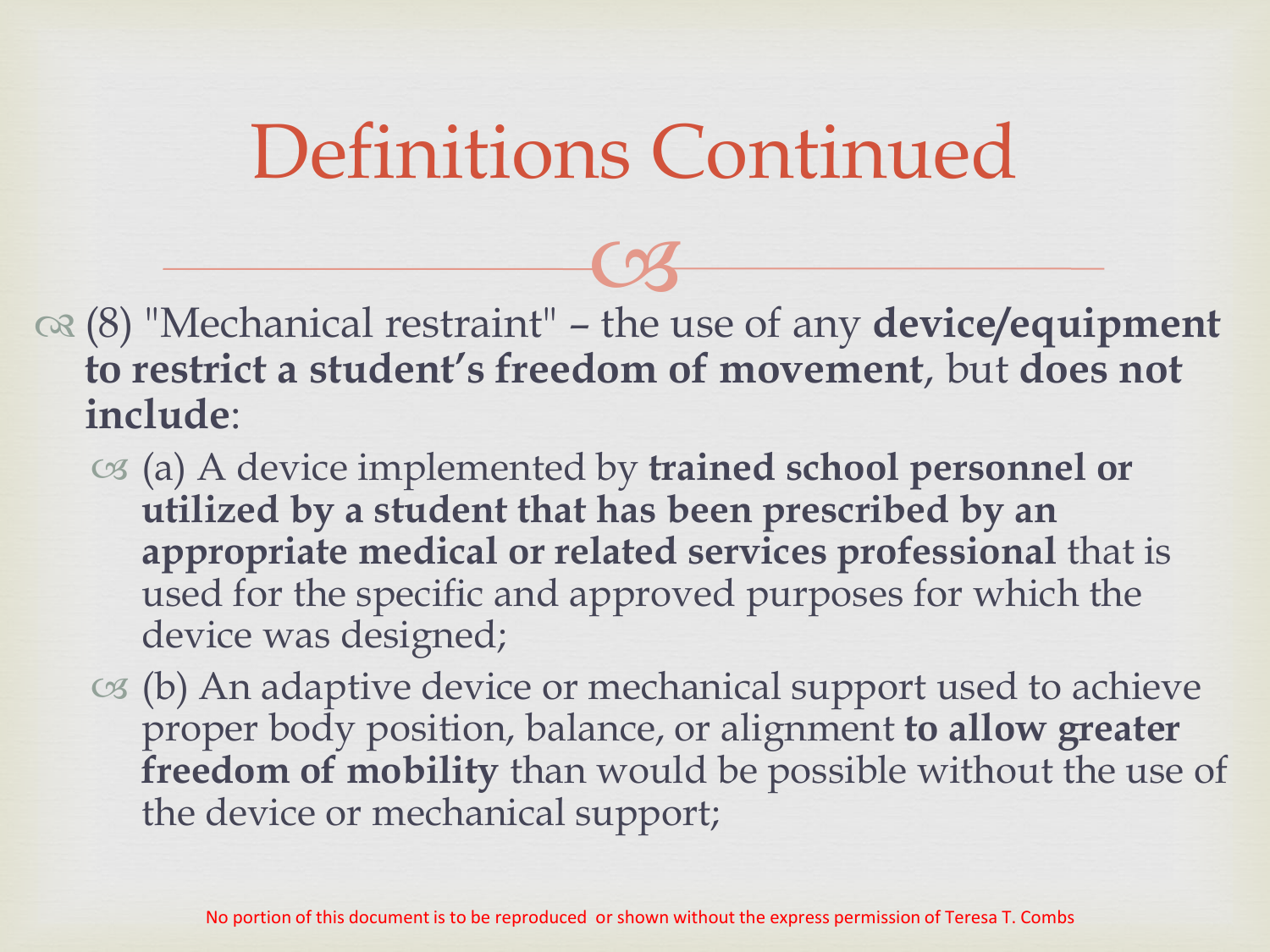# Definitions Continued

- (8) "Mechanical restraint" – the use of any **device/equipment to restrict a student's freedom of movement**, but **does not include**:
  - (a) A device implemented by **trained school personnel or utilized by a student that has been prescribed by an appropriate medical or related services professional** that is used for the specific and approved purposes for which the device was designed;
  - (b) An adaptive device or mechanical support used to achieve proper body position, balance, or alignment **to allow greater freedom of mobility** than would be possible without the use of the device or mechanical support;

No portion of this document is to be reproduced or shown without the express permission of Teresa T. Combs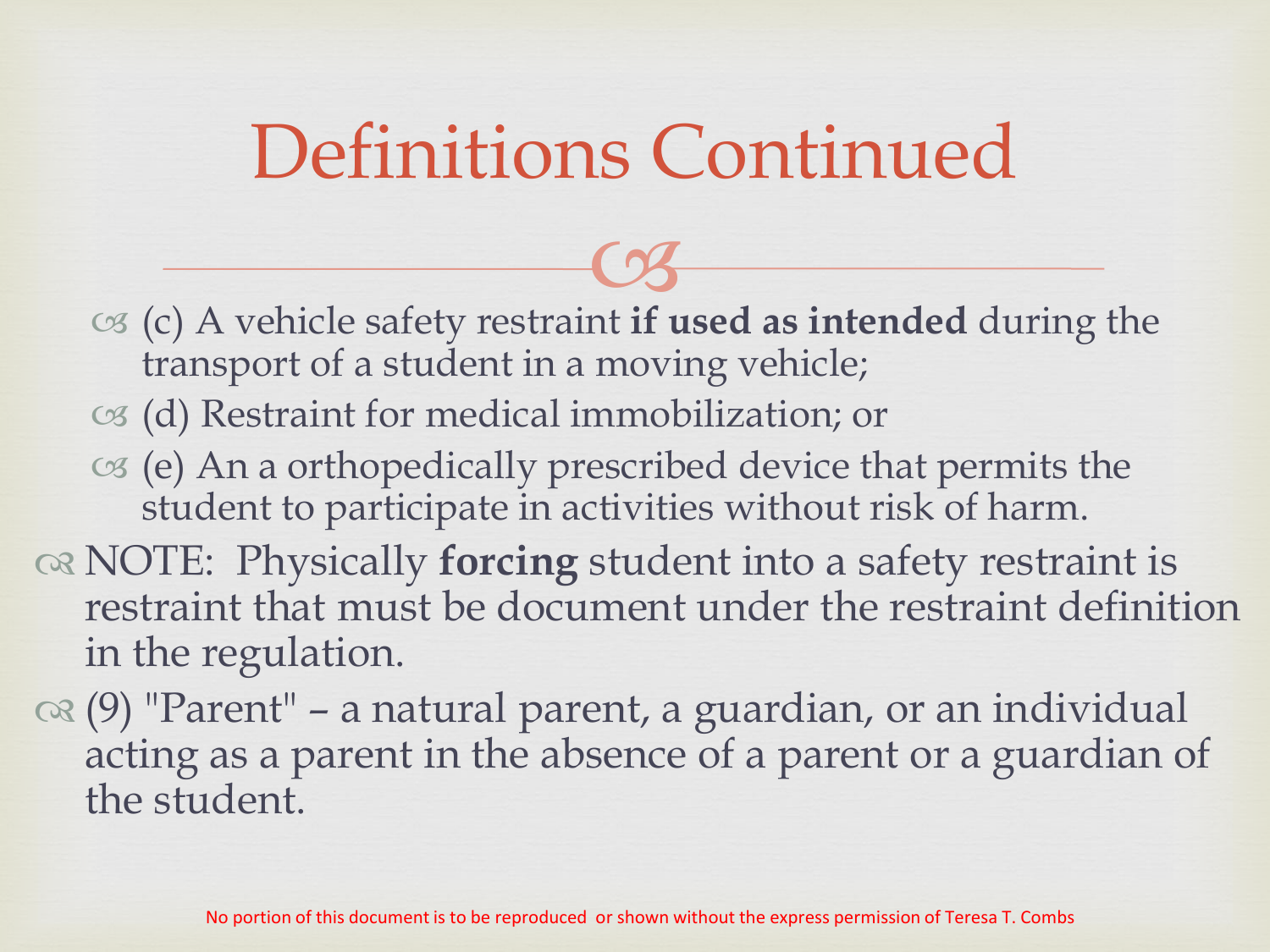# Definitions Continued

- (c) A vehicle safety restraint **if used as intended** during the transport of a student in a moving vehicle;
- (d) Restraint for medical immobilization; or
- (e) An a orthopedically prescribed device that permits the student to participate in activities without risk of harm.

NOTE: Physically **forcing** student into a safety restraint is restraint that must be document under the restraint definition in the regulation.

(9) "Parent" – a natural parent, a guardian, or an individual acting as a parent in the absence of a parent or a guardian of the student.

No portion of this document is to be reproduced or shown without the express permission of Teresa T. Combs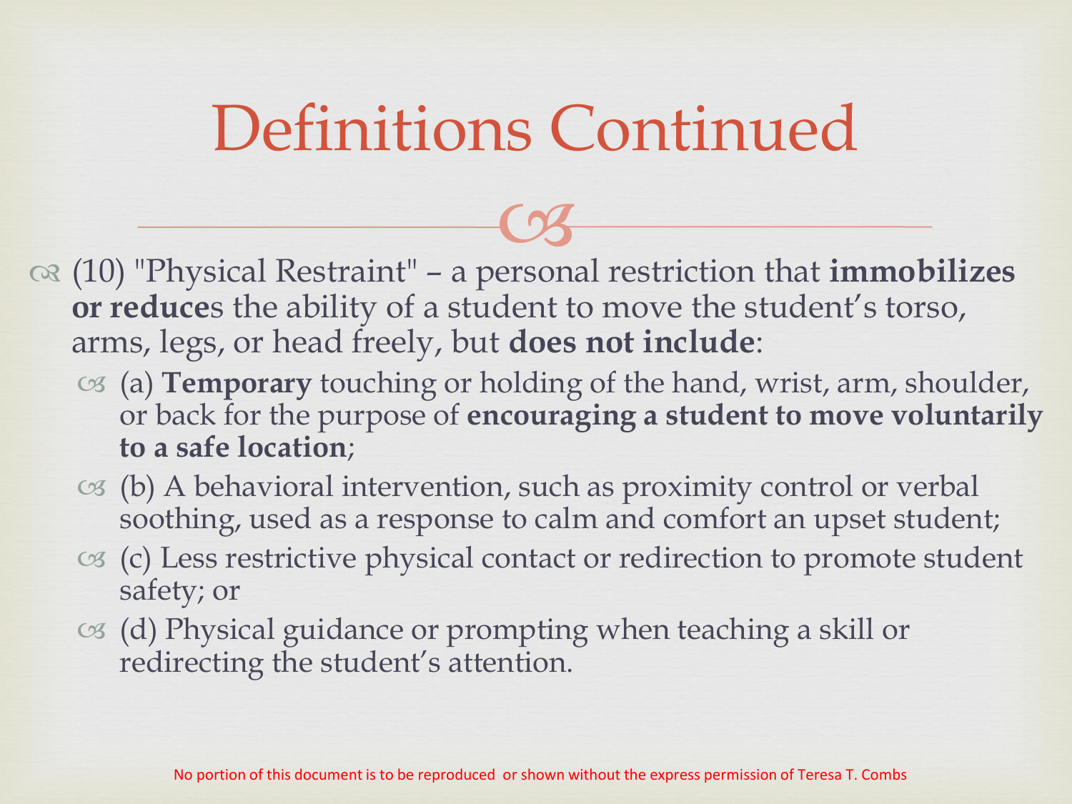# Definitions Continued

- (10) "Physical Restraint" – a personal restriction that **immobilizes or reduce**s the ability of a student to move the student's torso, arms, legs, or head freely, but **does not include**:
  - (a) **Temporary** touching or holding of the hand, wrist, arm, shoulder, or back for the purpose of **encouraging a student to move voluntarily to a safe location**;
  - (b) A behavioral intervention, such as proximity control or verbal soothing, used as a response to calm and comfort an upset student;
  - (c) Less restrictive physical contact or redirection to promote student safety; or
  - (d) Physical guidance or prompting when teaching a skill or redirecting the student's attention.

No portion of this document is to be reproduced or shown without the express permission of Teresa T. Combs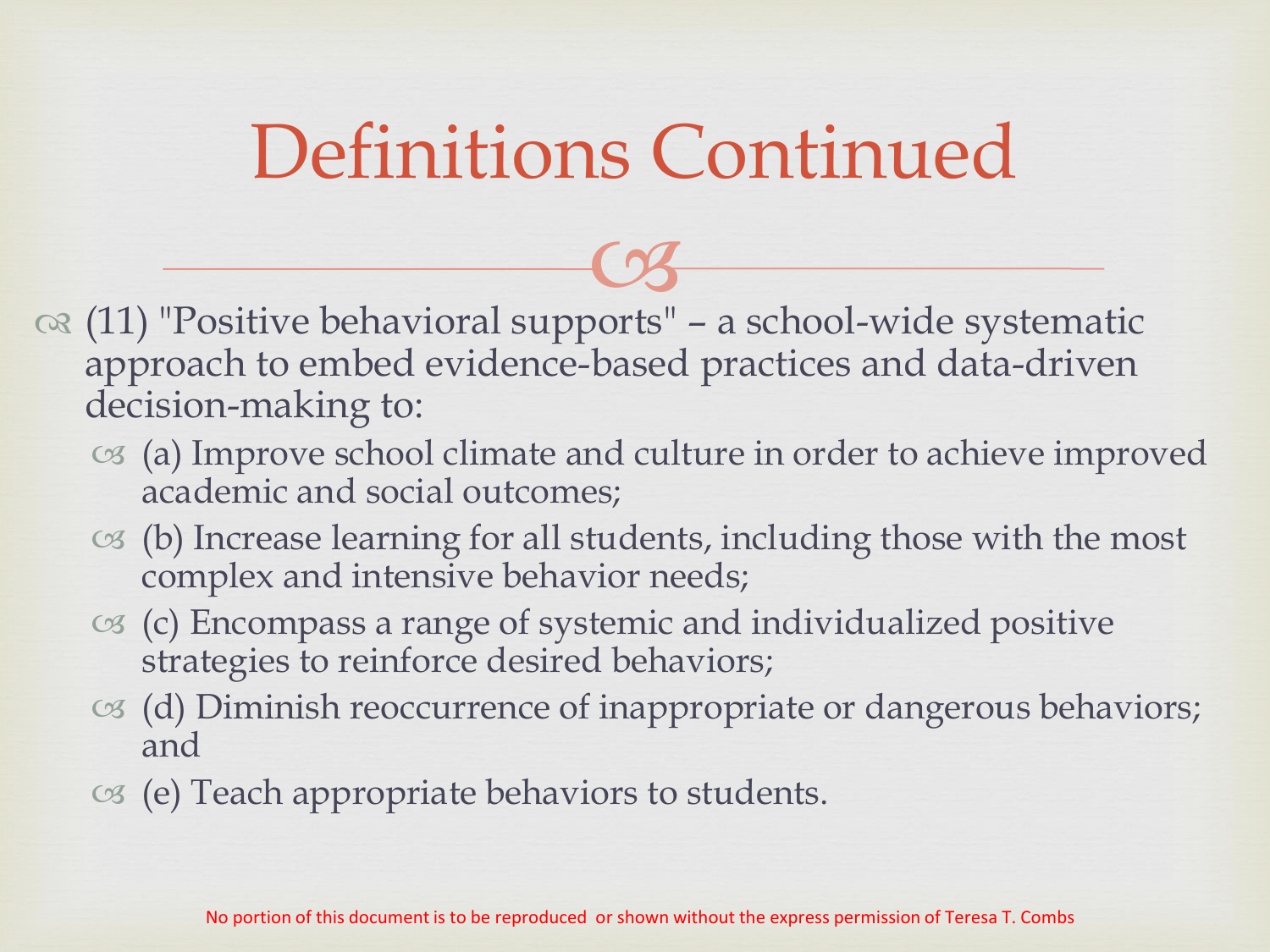# Definitions Continued

- (11) "Positive behavioral supports" – a school-wide systematic approach to embed evidence-based practices and data-driven decision-making to:
  - (a) Improve school climate and culture in order to achieve improved academic and social outcomes;
  - (b) Increase learning for all students, including those with the most complex and intensive behavior needs;
  - (c) Encompass a range of systemic and individualized positive strategies to reinforce desired behaviors;
  - (d) Diminish reoccurrence of inappropriate or dangerous behaviors; and
  - (e) Teach appropriate behaviors to students.

No portion of this document is to be reproduced or shown without the express permission of Teresa T. Combs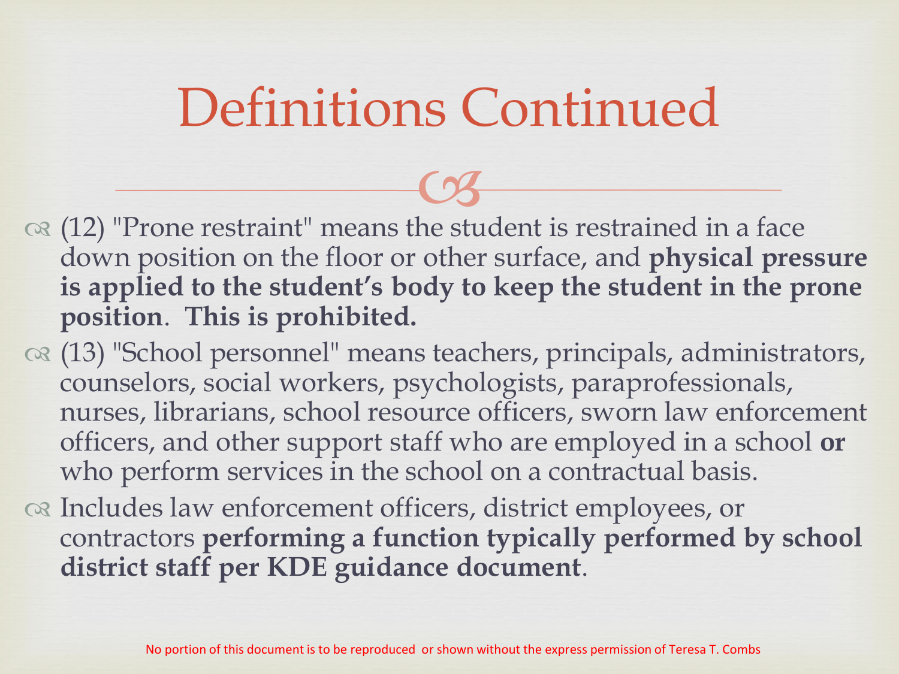# Definitions Continued

- (12) "Prone restraint" means the student is restrained in a face down position on the floor or other surface, and **physical pressure is applied to the student's body to keep the student in the prone position**. **This is prohibited.**
- (13) "School personnel" means teachers, principals, administrators, counselors, social workers, psychologists, paraprofessionals, nurses, librarians, school resource officers, sworn law enforcement officers, and other support staff who are employed in a school **or** who perform services in the school on a contractual basis.
- Includes law enforcement officers, district employees, or contractors **performing a function typically performed by school district staff per KDE guidance document**.

No portion of this document is to be reproduced or shown without the express permission of Teresa T. Combs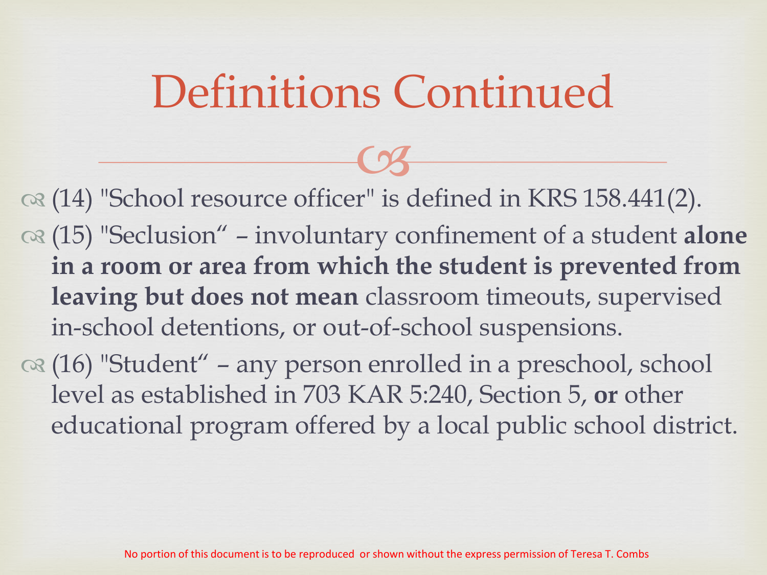# Definitions Continued

- (14) "School resource officer" is defined in KRS 158.441(2).
- (15) "Seclusion" – involuntary confinement of a student **alone in a room or area from which the student is prevented from leaving but does not mean** classroom timeouts, supervised in-school detentions, or out-of-school suspensions.
- (16) "Student" – any person enrolled in a preschool, school level as established in 703 KAR 5:240, Section 5, **or** other educational program offered by a local public school district.

No portion of this document is to be reproduced or shown without the express permission of Teresa T. Combs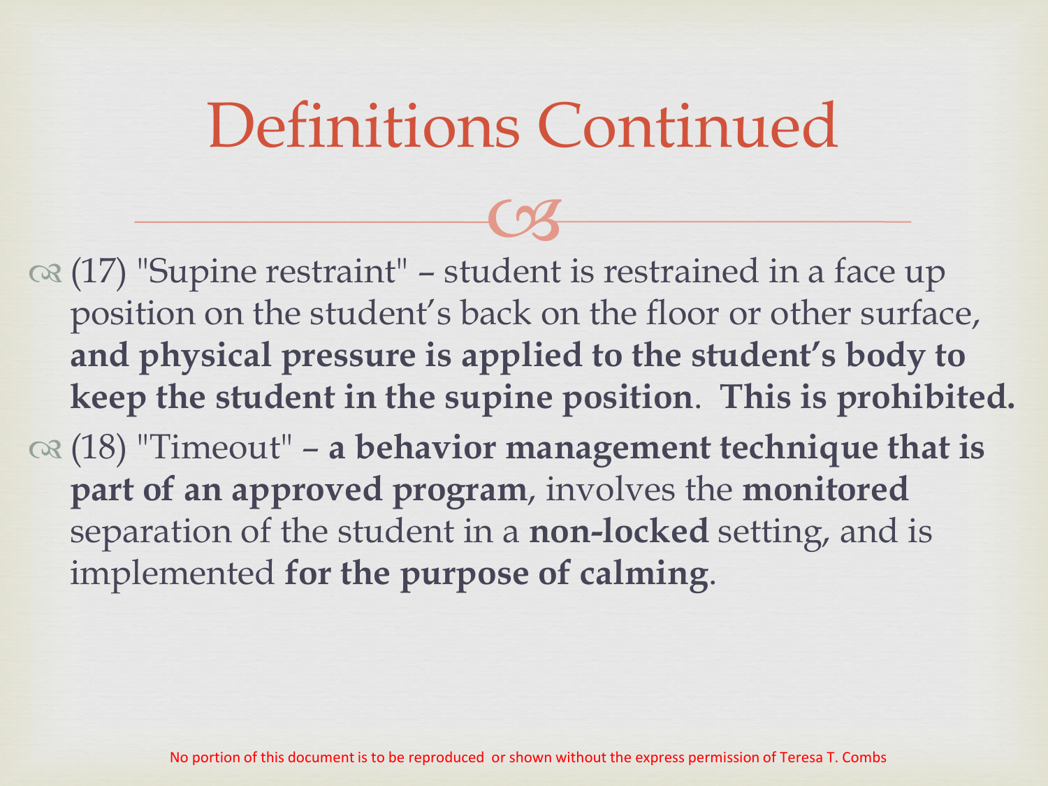# Definitions Continued

- (17) "Supine restraint" – student is restrained in a face up position on the student's back on the floor or other surface, **and physical pressure is applied to the student's body to keep the student in the supine position**. **This is prohibited.**
- (18) "Timeout" – **a behavior management technique that is part of an approved program**, involves the **monitored** separation of the student in a **non-locked** setting, and is implemented **for the purpose of calming**.

No portion of this document is to be reproduced or shown without the express permission of Teresa T. Combs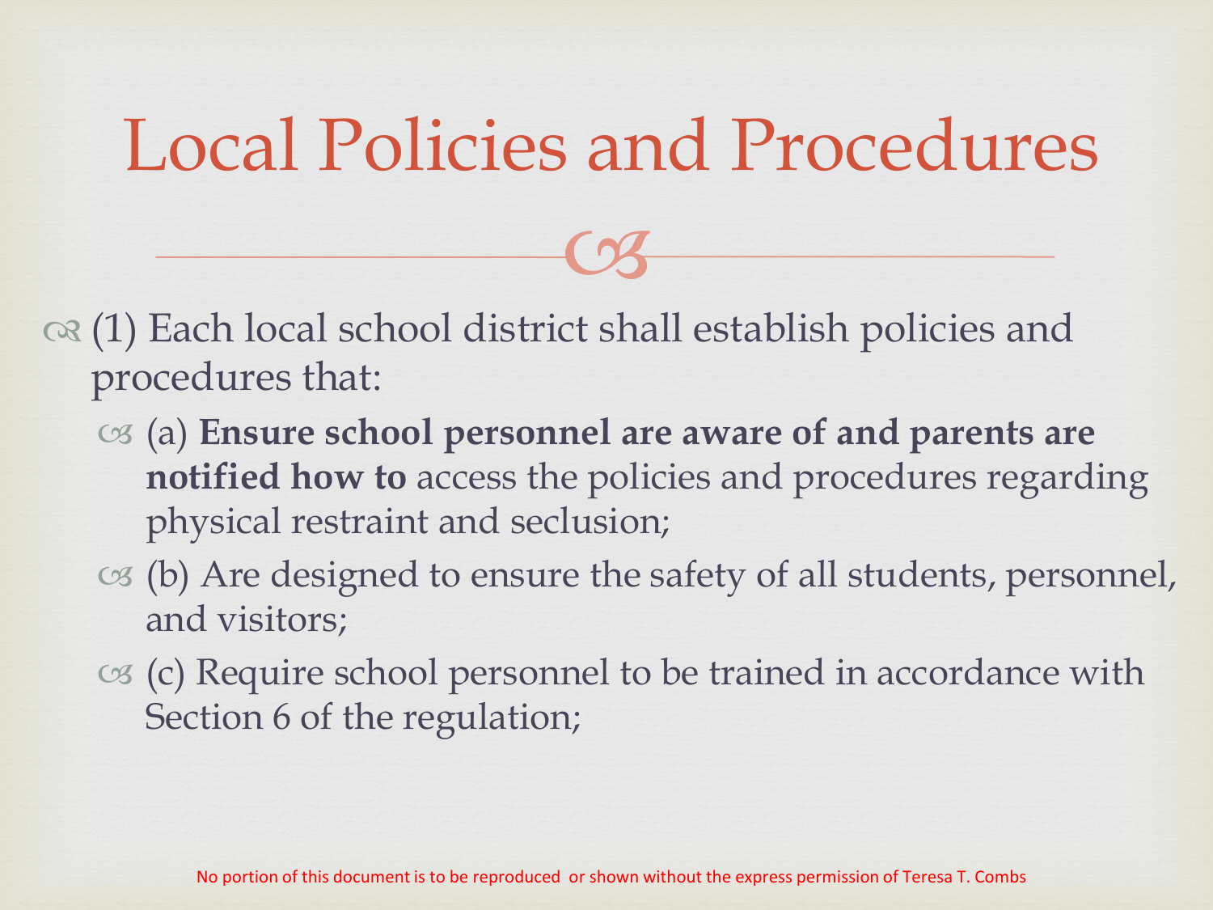# Local Policies and Procedures

- (1) Each local school district shall establish policies and procedures that:
  - (a) **Ensure school personnel are aware of and parents are notified how to** access the policies and procedures regarding physical restraint and seclusion;
  - (b) Are designed to ensure the safety of all students, personnel, and visitors;
  - (c) Require school personnel to be trained in accordance with Section 6 of the regulation;

No portion of this document is to be reproduced or shown without the express permission of Teresa T. Combs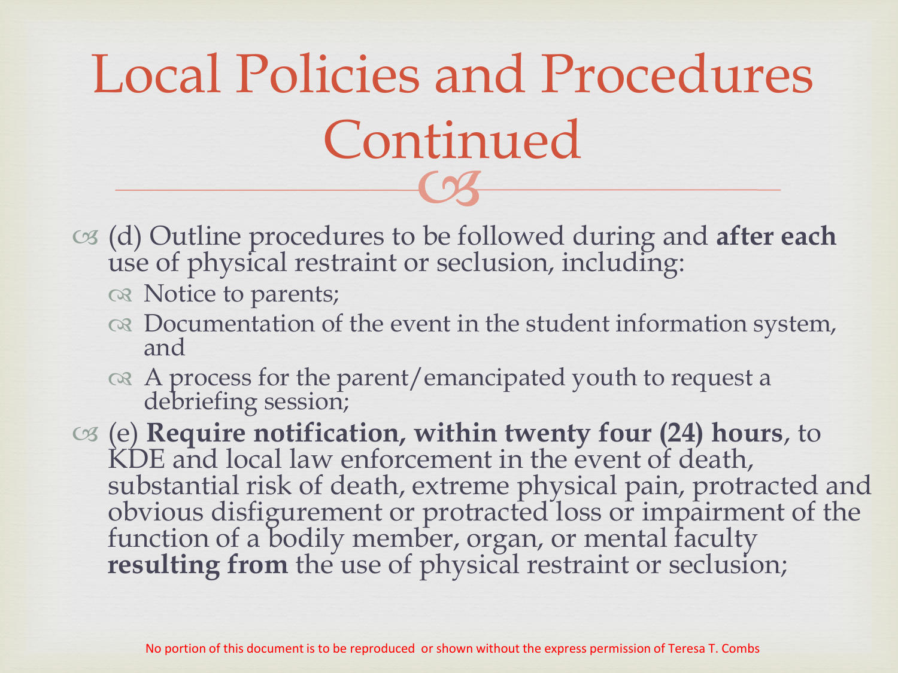# Local Policies and Procedures Continued

- (d) Outline procedures to be followed during and **after each** use of physical restraint or seclusion, including:
  - Notice to parents;
  - Documentation of the event in the student information system, and
  - A process for the parent/emancipated youth to request a debriefing session;
- (e) **Require notification, within twenty four (24) hours**, to KDE and local law enforcement in the event of death, substantial risk of death, extreme physical pain, protracted and obvious disfigurement or protracted loss or impairment of the function of a bodily member, organ, or mental faculty **resulting from** the use of physical restraint or seclusion;

No portion of this document is to be reproduced or shown without the express permission of Teresa T. Combs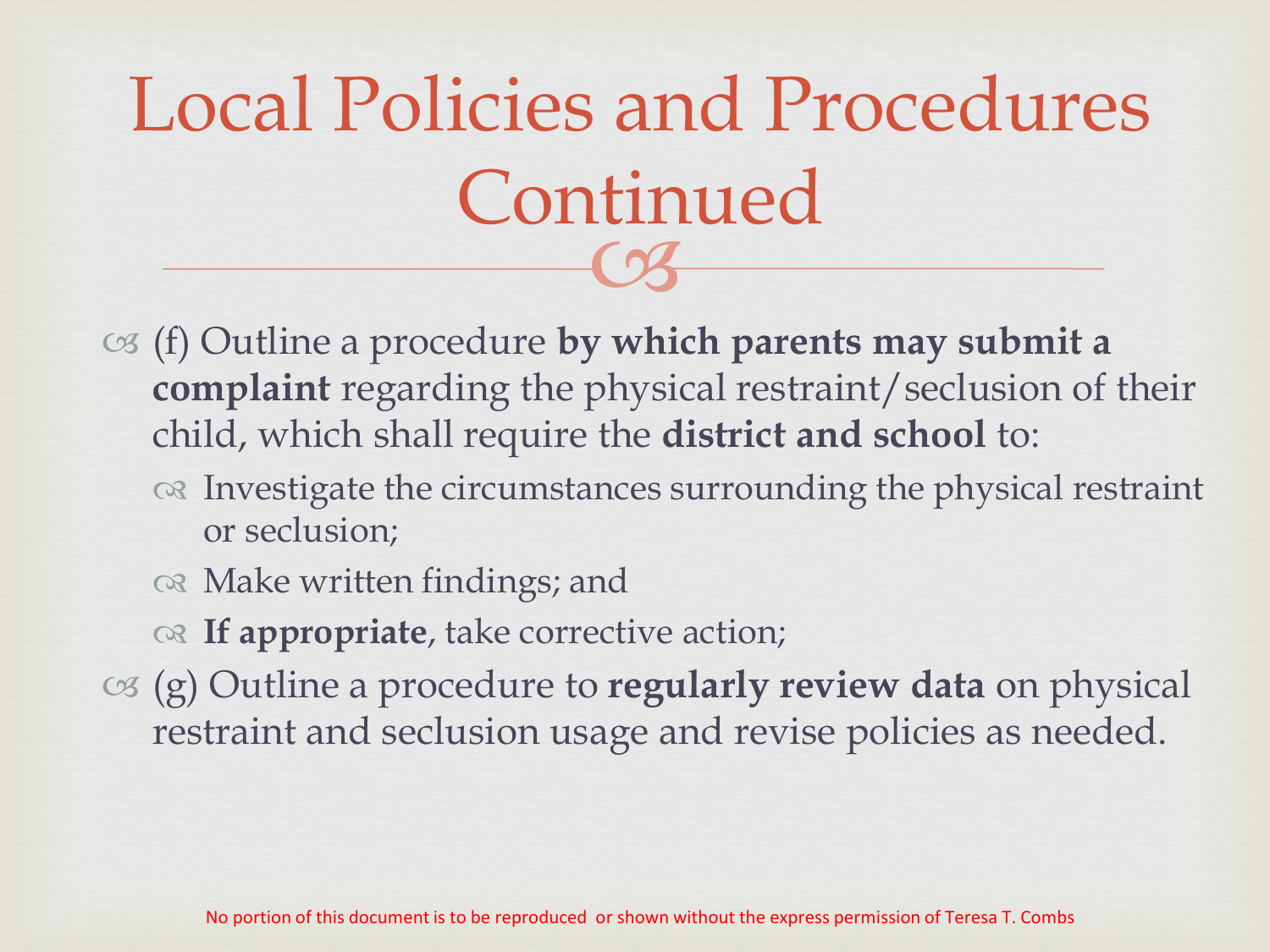# Local Policies and Procedures Continued

- (f) Outline a procedure **by which parents may submit a complaint** regarding the physical restraint/seclusion of their child, which shall require the **district and school** to:
  - Investigate the circumstances surrounding the physical restraint or seclusion;
  - Make written findings; and
  - **If appropriate**, take corrective action;
- (g) Outline a procedure to **regularly review data** on physical restraint and seclusion usage and revise policies as needed.

No portion of this document is to be reproduced or shown without the express permission of Teresa T. Combs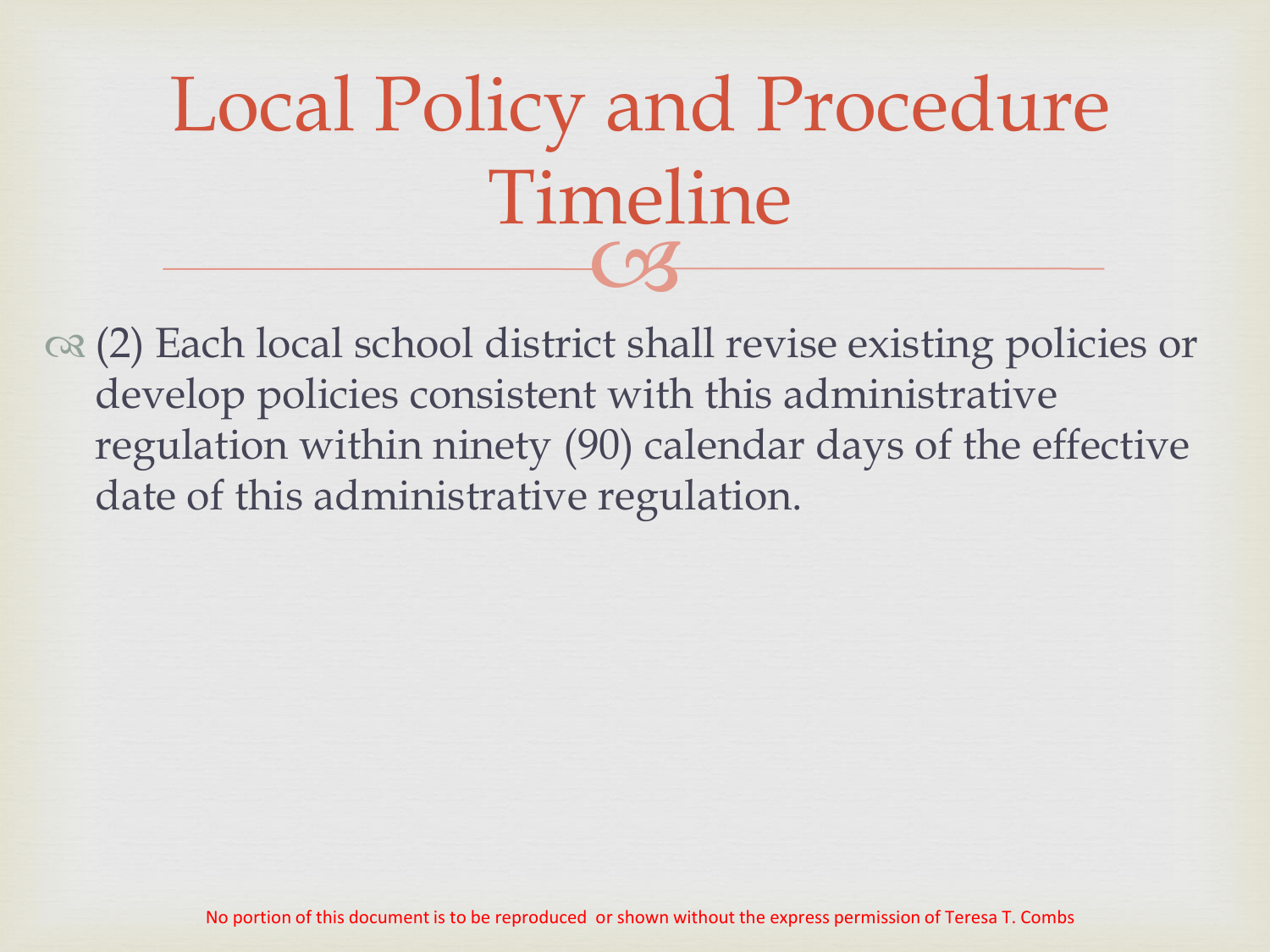# Local Policy and Procedure Timeline

- (2) Each local school district shall revise existing policies or develop policies consistent with this administrative regulation within ninety (90) calendar days of the effective date of this administrative regulation.

No portion of this document is to be reproduced or shown without the express permission of Teresa T. Combs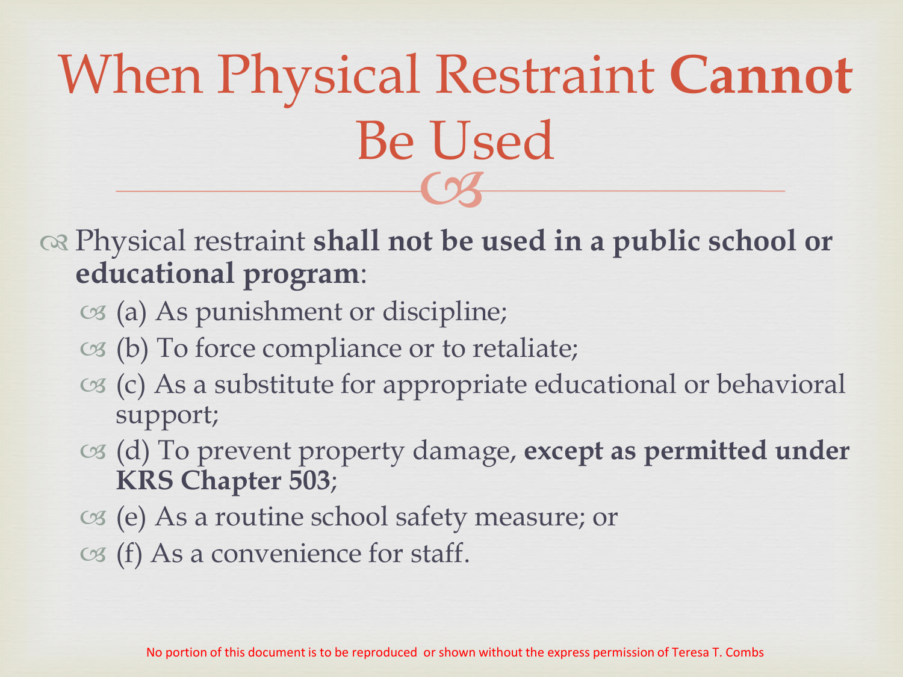# When Physical Restraint **Cannot** Be Used

- Physical restraint **shall not be used in a public school or educational program**:
  - (a) As punishment or discipline;
  - (b) To force compliance or to retaliate;
  - (c) As a substitute for appropriate educational or behavioral support;
  - (d) To prevent property damage, **except as permitted under KRS Chapter 503**;
  - (e) As a routine school safety measure; or
  - (f) As a convenience for staff.

No portion of this document is to be reproduced or shown without the express permission of Teresa T. Combs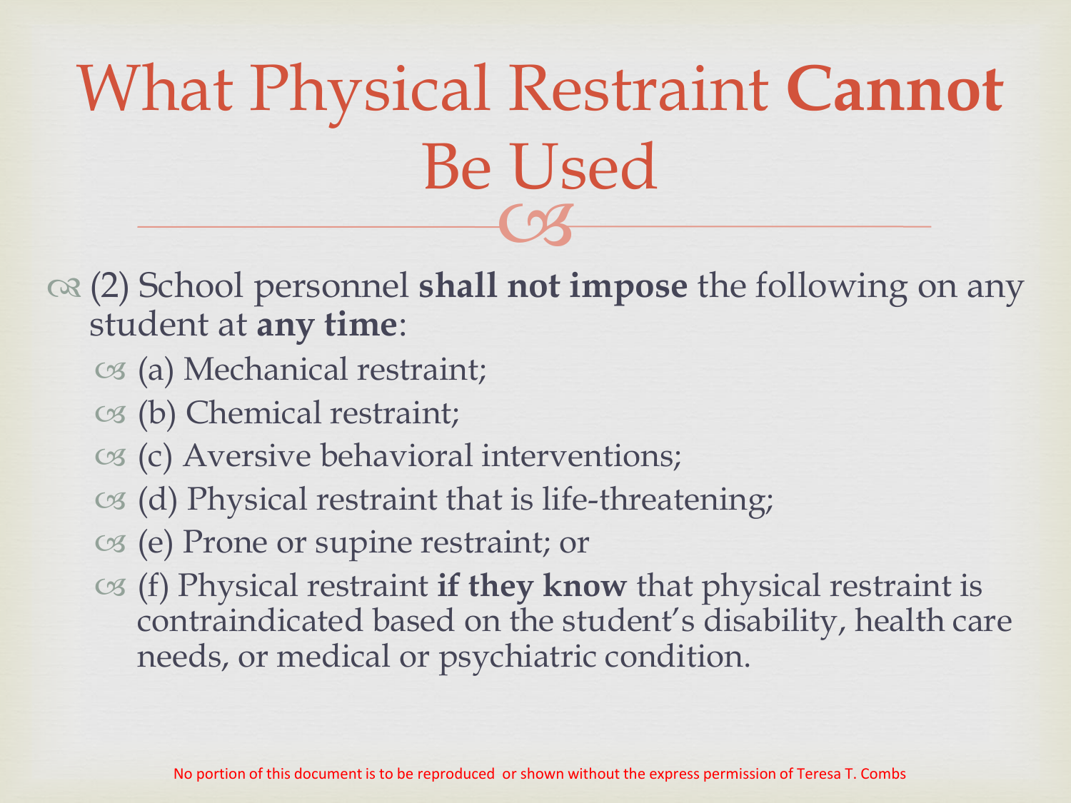# What Physical Restraint **Cannot** Be Used

- (2) School personnel **shall not impose** the following on any student at **any time**:
  - (a) Mechanical restraint;
  - (b) Chemical restraint;
  - (c) Aversive behavioral interventions;
  - (d) Physical restraint that is life-threatening;
  - (e) Prone or supine restraint; or
  - (f) Physical restraint **if they know** that physical restraint is contraindicated based on the student's disability, health care needs, or medical or psychiatric condition.

No portion of this document is to be reproduced or shown without the express permission of Teresa T. Combs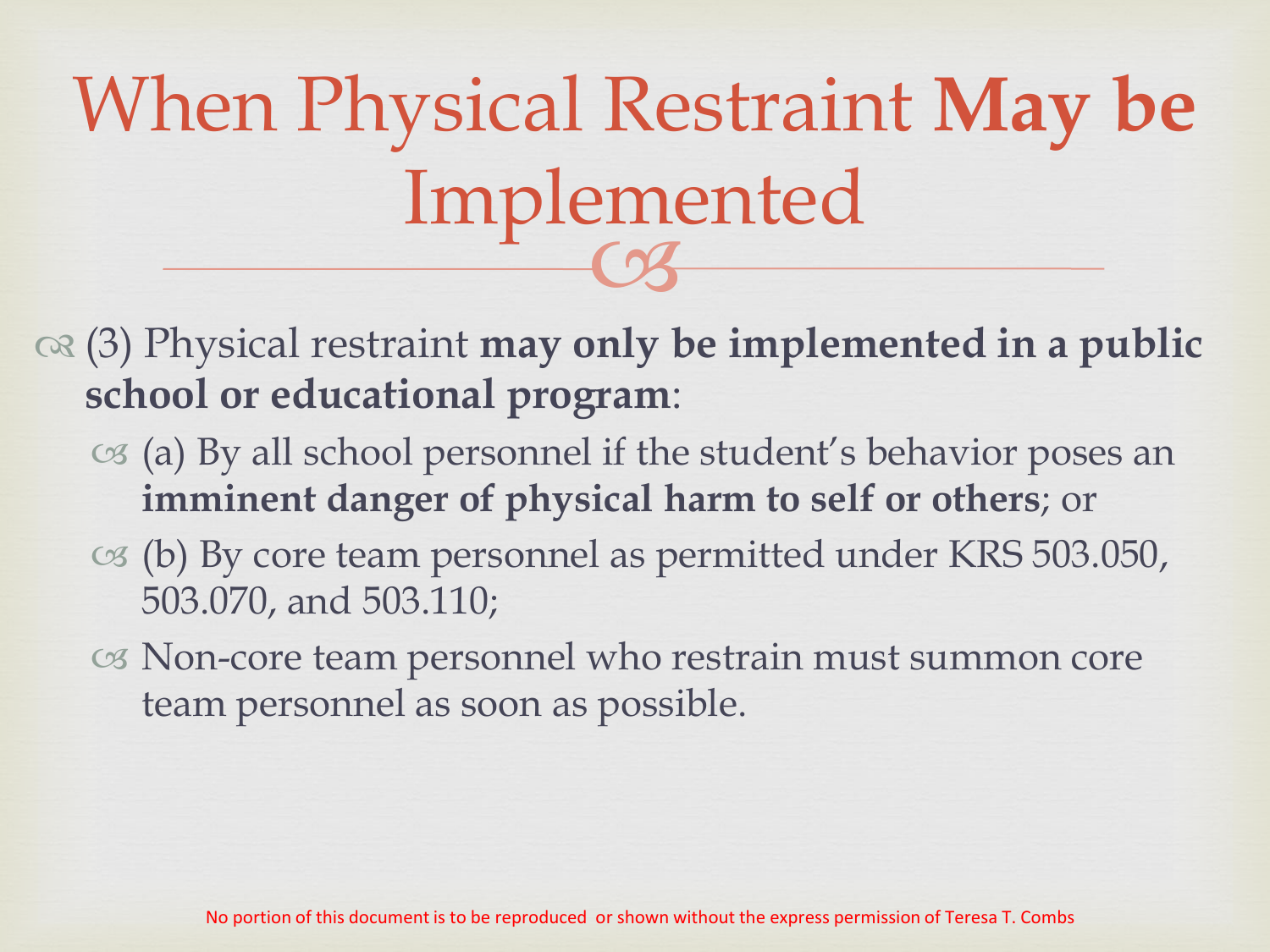# When Physical Restraint **May be** Implemented

- (3) Physical restraint **may only be implemented in a public school or educational program**:
  - (a) By all school personnel if the student's behavior poses an **imminent danger of physical harm to self or others**; or
  - (b) By core team personnel as permitted under KRS 503.050, 503.070, and 503.110;
  - Non-core team personnel who restrain must summon core team personnel as soon as possible.

No portion of this document is to be reproduced or shown without the express permission of Teresa T. Combs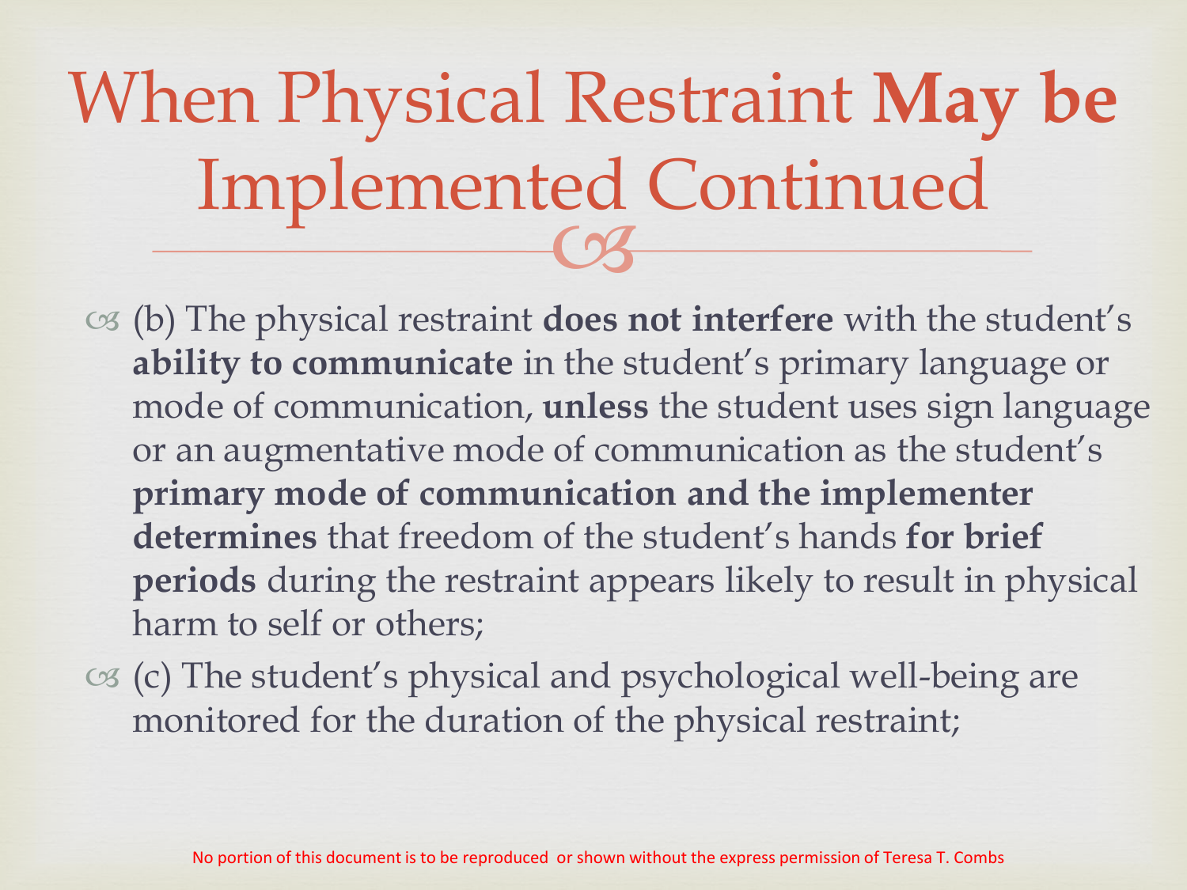# When Physical Restraint **May be** Implemented Continued

- (b) The physical restraint **does not interfere** with the student's **ability to communicate** in the student's primary language or mode of communication, **unless** the student uses sign language or an augmentative mode of communication as the student's **primary mode of communication and the implementer determines** that freedom of the student's hands **for brief periods** during the restraint appears likely to result in physical harm to self or others;
- (c) The student's physical and psychological well-being are monitored for the duration of the physical restraint;

No portion of this document is to be reproduced or shown without the express permission of Teresa T. Combs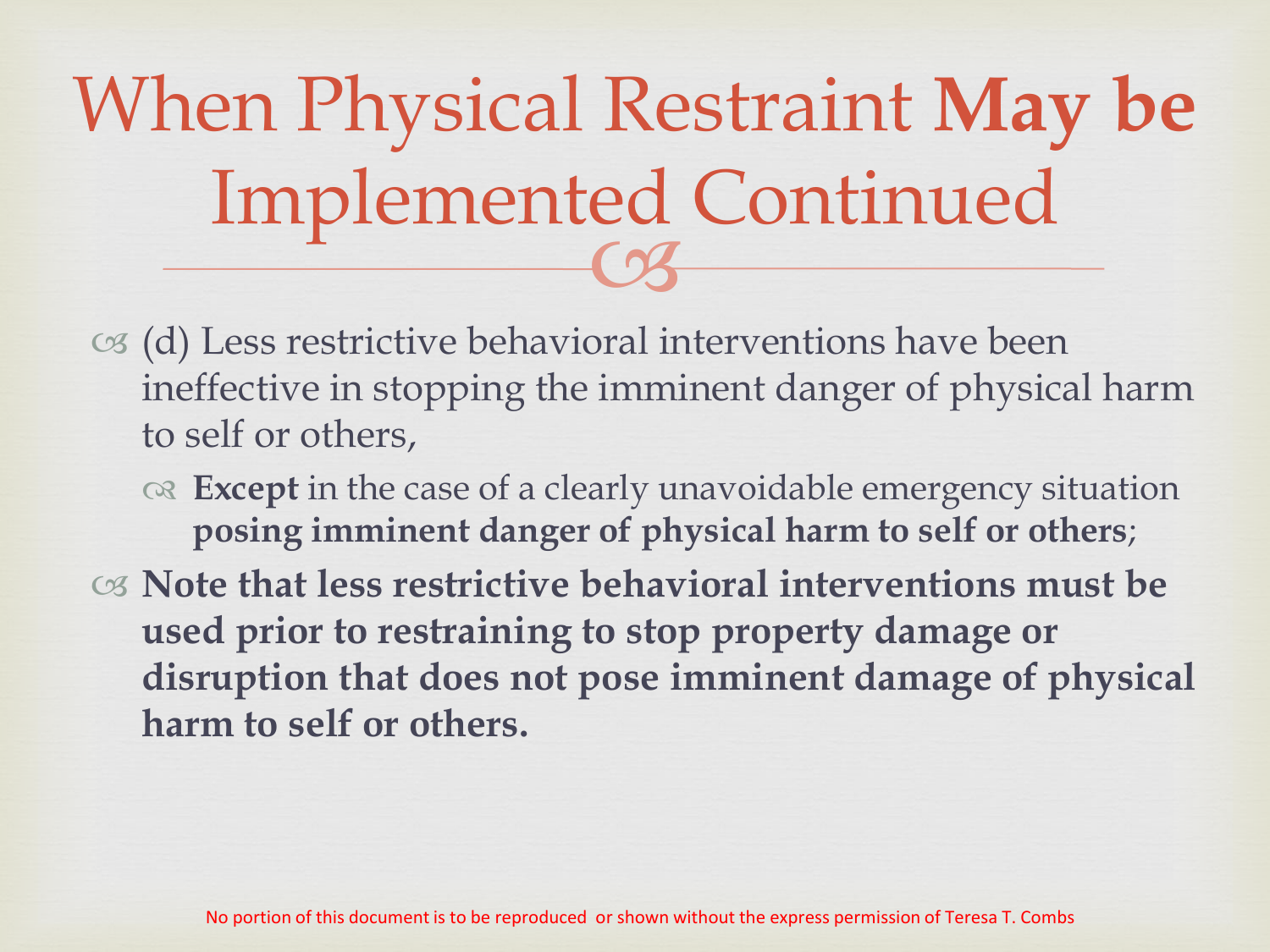# When Physical Restraint **May be** Implemented Continued

- (d) Less restrictive behavioral interventions have been ineffective in stopping the imminent danger of physical harm to self or others,
  - **Except** in the case of a clearly unavoidable emergency situation **posing imminent danger of physical harm to self or others**;
- **Note that less restrictive behavioral interventions must be used prior to restraining to stop property damage or disruption that does not pose imminent damage of physical harm to self or others.**

No portion of this document is to be reproduced or shown without the express permission of Teresa T. Combs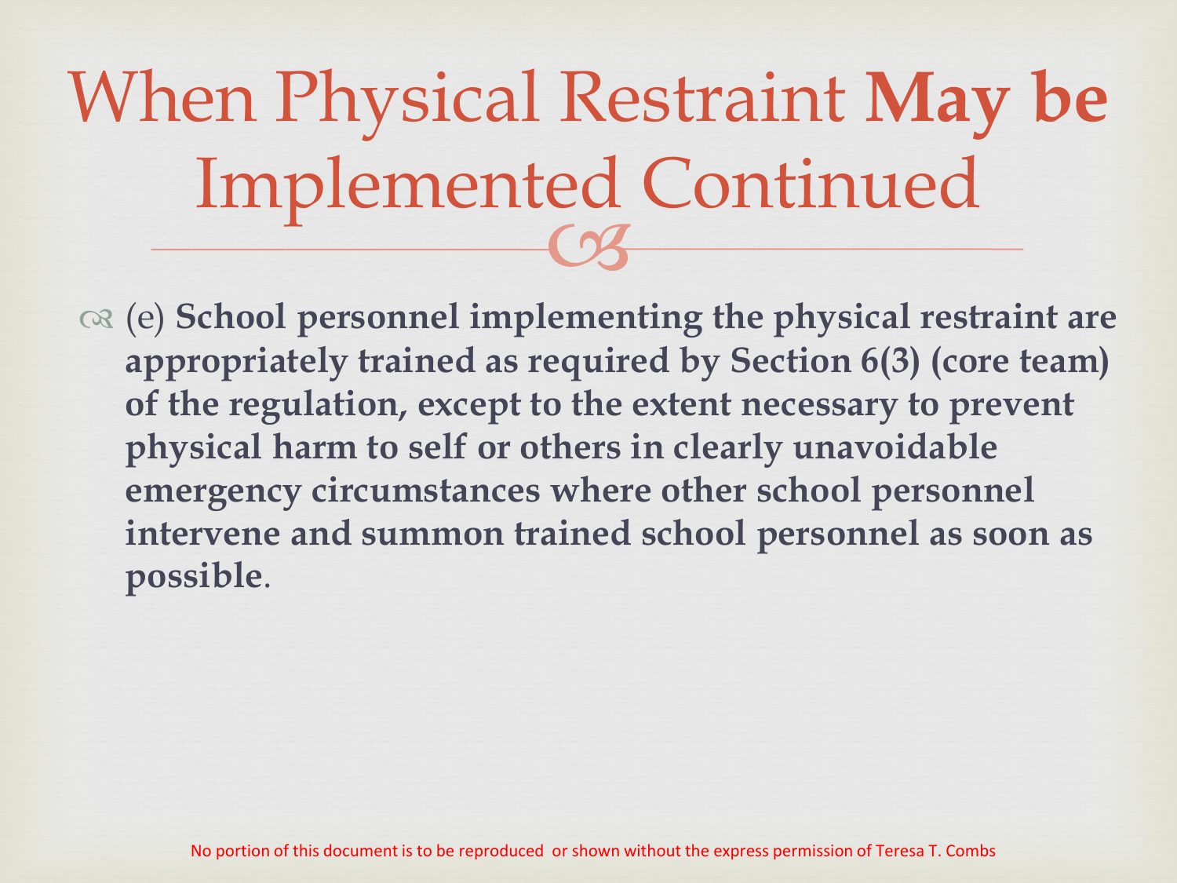# When Physical Restraint **May be** Implemented Continued

- (e) **School personnel implementing the physical restraint are appropriately trained as required by Section 6(3) (core team) of the regulation, except to the extent necessary to prevent physical harm to self or others in clearly unavoidable emergency circumstances where other school personnel intervene and summon trained school personnel as soon as possible**.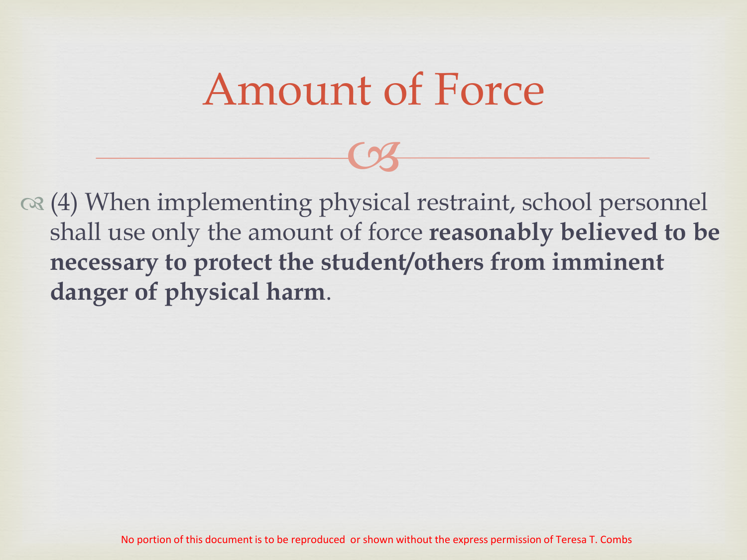# Amount of Force

- (4) When implementing physical restraint, school personnel shall use only the amount of force **reasonably believed to be necessary to protect the student/others from imminent danger of physical harm**.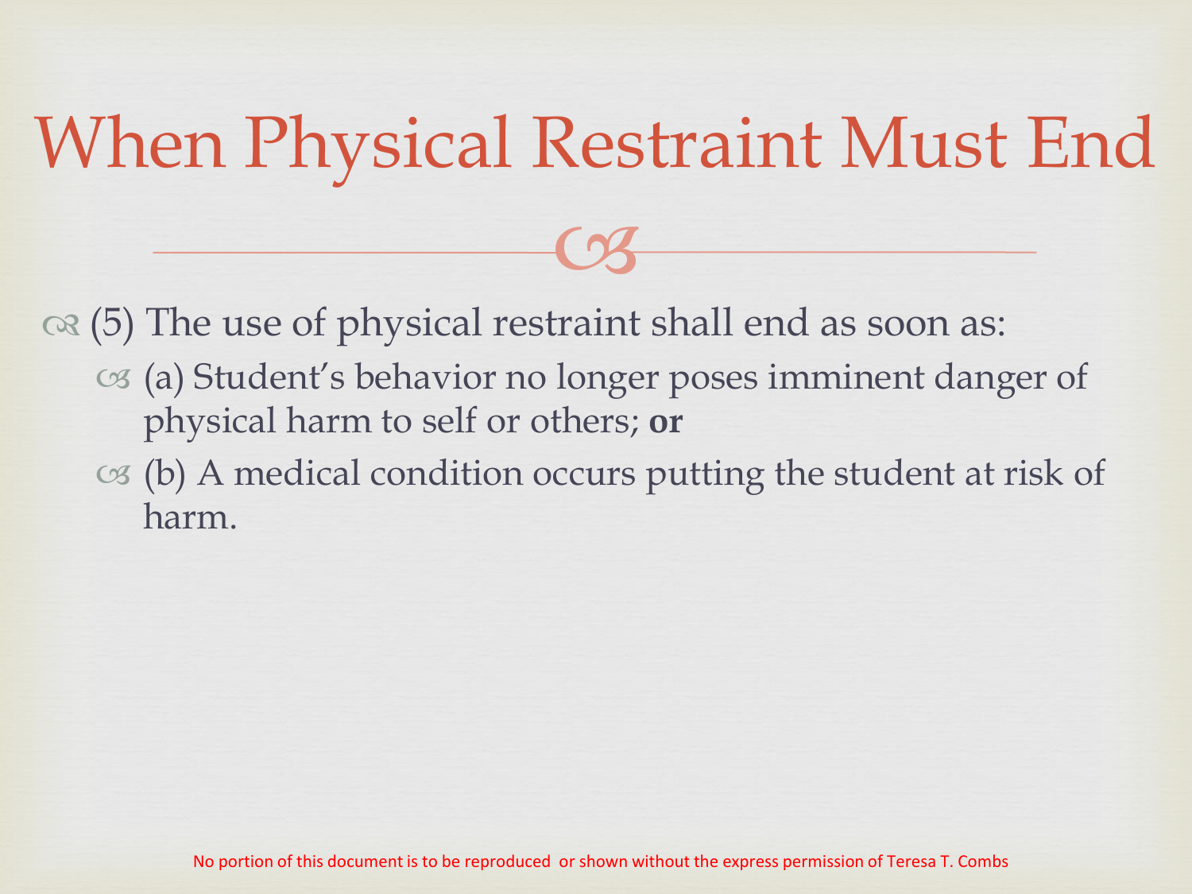# When Physical Restraint Must End

- (5) The use of physical restraint shall end as soon as:
  - (a) Student's behavior no longer poses imminent danger of physical harm to self or others; **or**
  - (b) A medical condition occurs putting the student at risk of harm.

No portion of this document is to be reproduced or shown without the express permission of Teresa T. Combs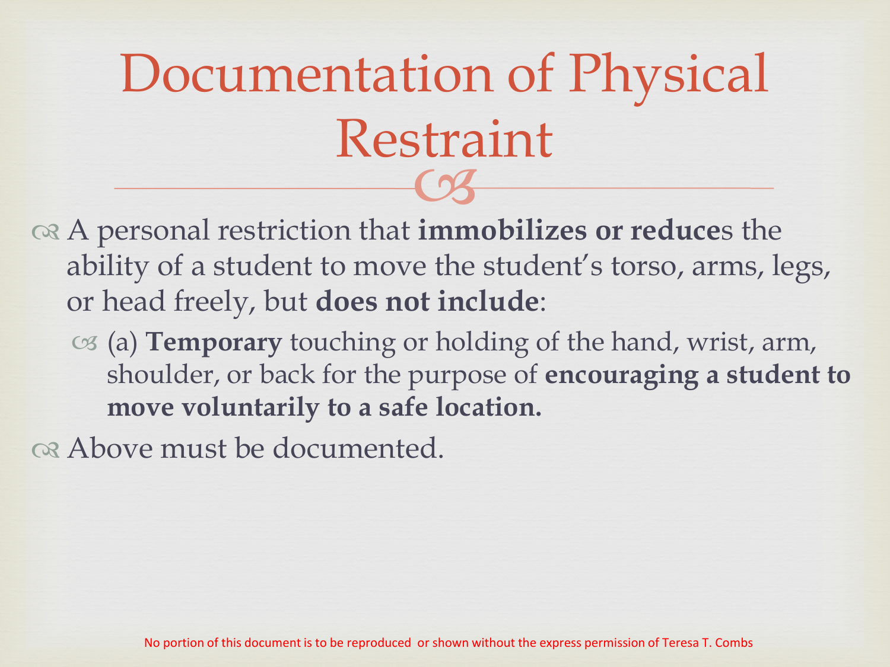# Documentation of Physical Restraint

- A personal restriction that **immobilizes or reduce**s the ability of a student to move the student's torso, arms, legs, or head freely, but **does not include**:
  - (a) **Temporary** touching or holding of the hand, wrist, arm, shoulder, or back for the purpose of **encouraging a student to move voluntarily to a safe location.**
- Above must be documented.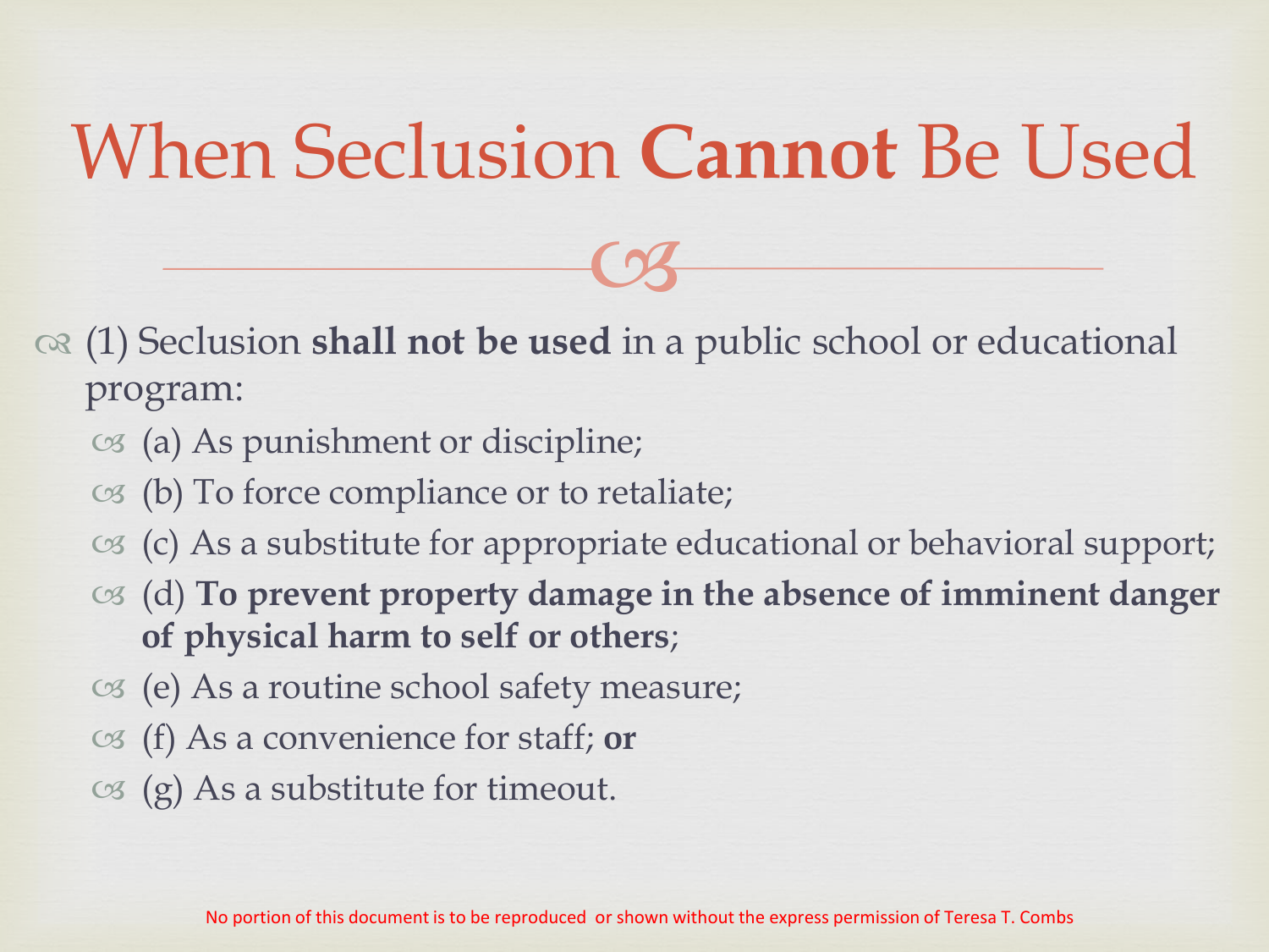# When Seclusion **Cannot** Be Used

- (1) Seclusion **shall not be used** in a public school or educational program:
  - (a) As punishment or discipline;
  - (b) To force compliance or to retaliate;
  - (c) As a substitute for appropriate educational or behavioral support;
  - (d) **To prevent property damage in the absence of imminent danger of physical harm to self or others**;
  - (e) As a routine school safety measure;
  - (f) As a convenience for staff; **or**
  - (g) As a substitute for timeout.

No portion of this document is to be reproduced or shown without the express permission of Teresa T. Combs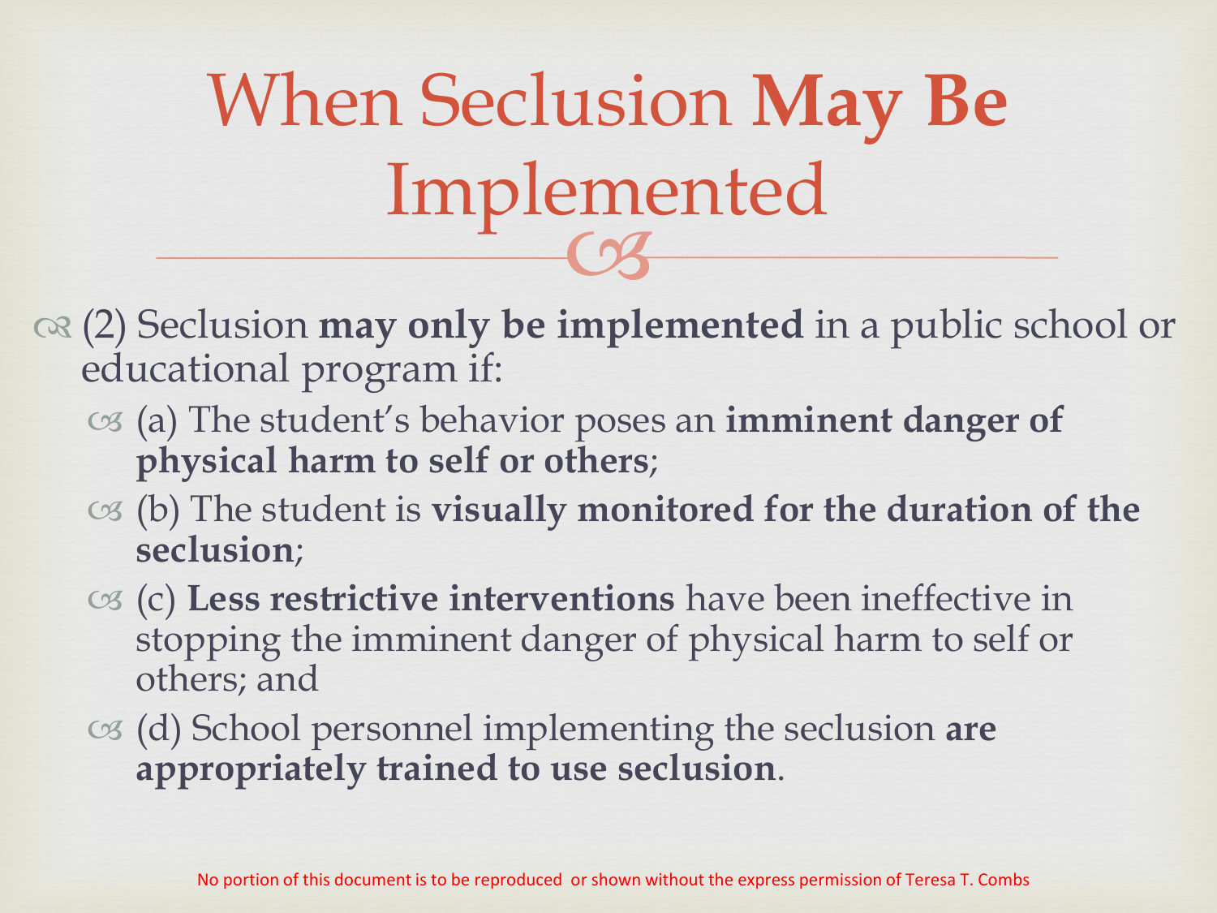# When Seclusion **May Be** Implemented

- (2) Seclusion **may only be implemented** in a public school or educational program if:
  - (a) The student's behavior poses an **imminent danger of physical harm to self or others**;
  - (b) The student is **visually monitored for the duration of the seclusion**;
  - (c) **Less restrictive interventions** have been ineffective in stopping the imminent danger of physical harm to self or others; and
  - (d) School personnel implementing the seclusion **are appropriately trained to use seclusion**.

No portion of this document is to be reproduced or shown without the express permission of Teresa T. Combs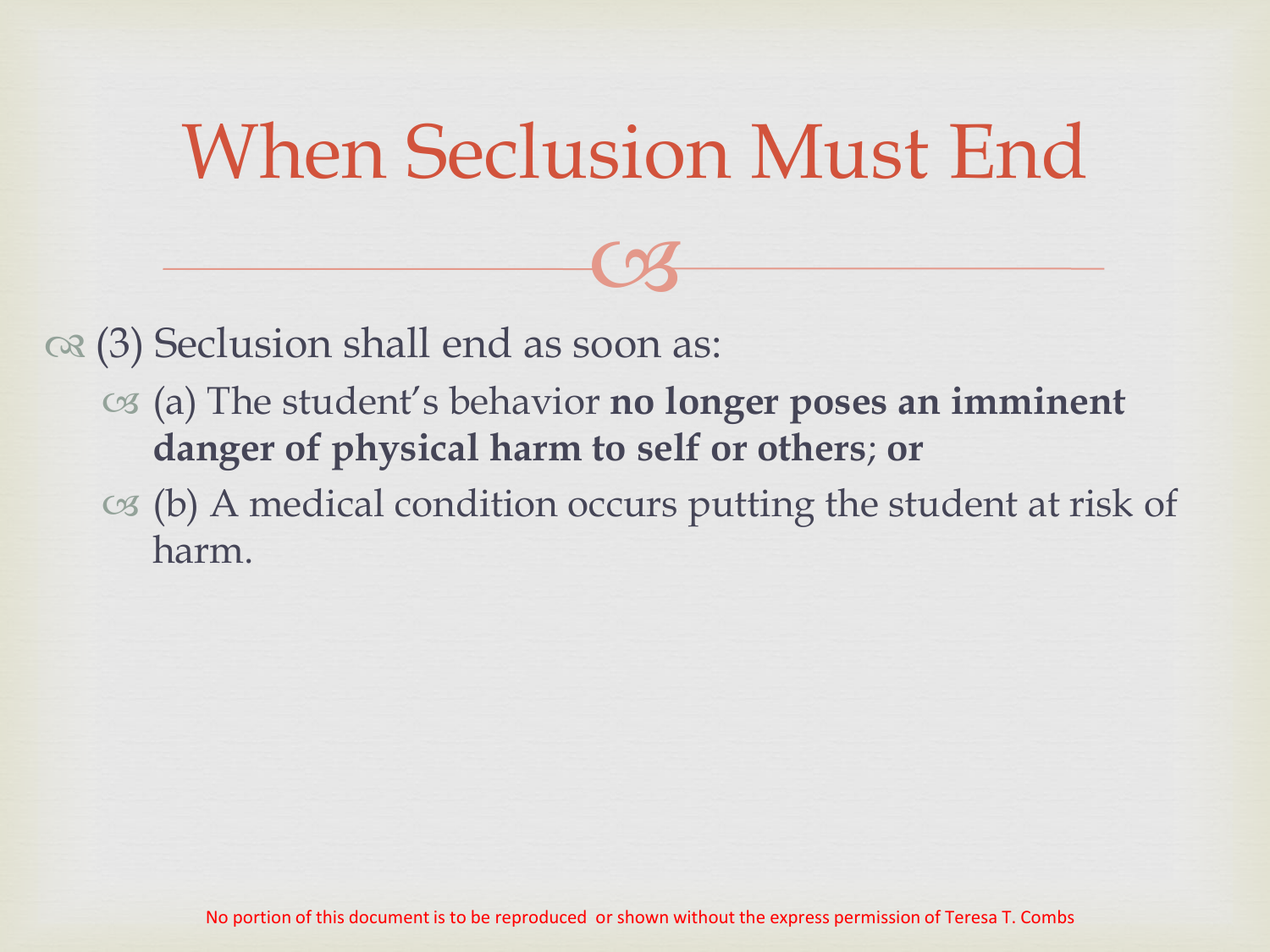# When Seclusion Must End

- (3) Seclusion shall end as soon as:
  - (a) The student's behavior **no longer poses an imminent danger of physical harm to self or others; or**
  - (b) A medical condition occurs putting the student at risk of harm.

No portion of this document is to be reproduced or shown without the express permission of Teresa T. Combs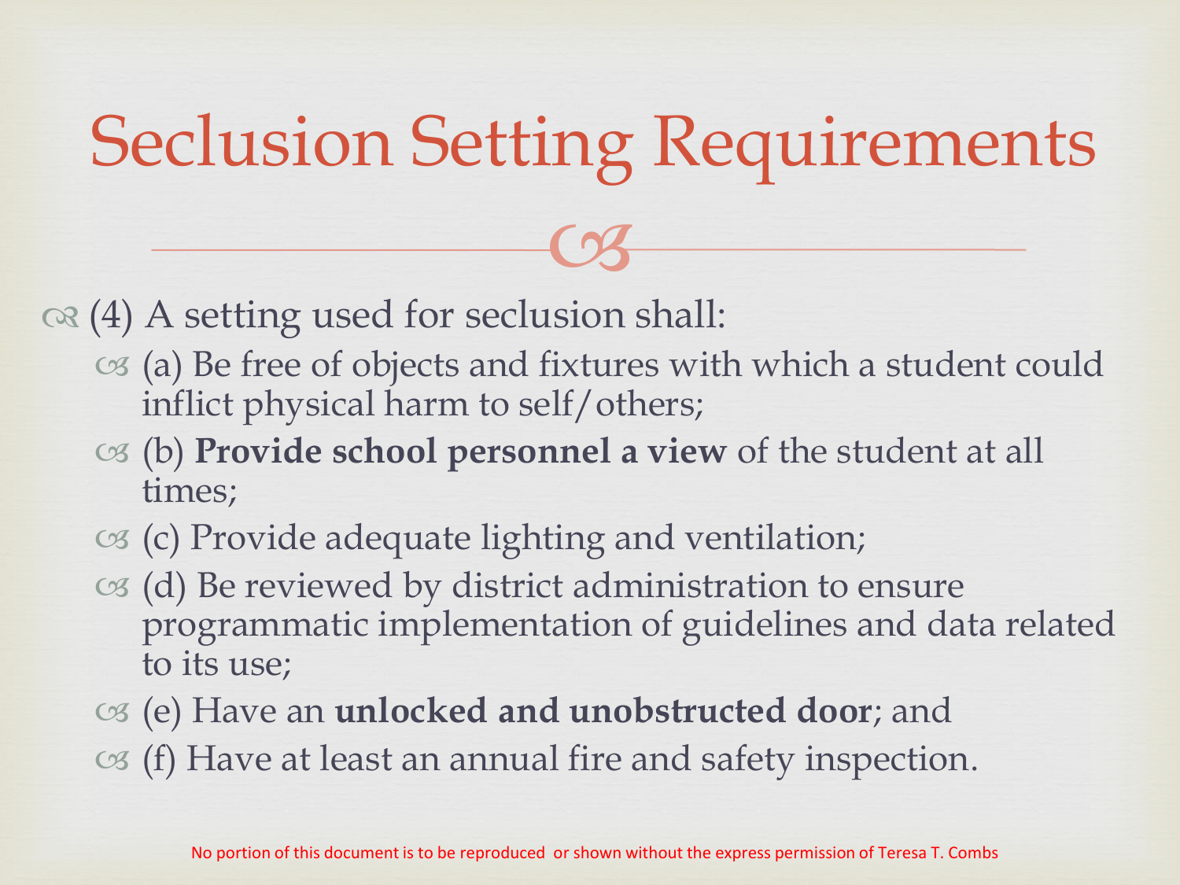# Seclusion Setting Requirements

- (4) A setting used for seclusion shall:
  - (a) Be free of objects and fixtures with which a student could inflict physical harm to self/others;
  - (b) **Provide school personnel a view** of the student at all times;
  - (c) Provide adequate lighting and ventilation;
  - (d) Be reviewed by district administration to ensure programmatic implementation of guidelines and data related to its use;
  - (e) Have an **unlocked and unobstructed door**; and
  - (f) Have at least an annual fire and safety inspection.

No portion of this document is to be reproduced or shown without the express permission of Teresa T. Combs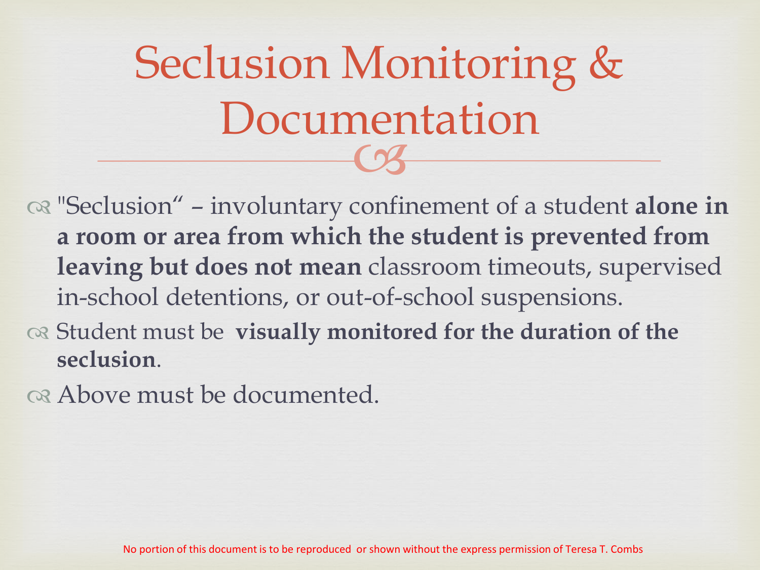# Seclusion Monitoring & Documentation

- "Seclusion" – involuntary confinement of a student **alone in a room or area from which the student is prevented from leaving but does not mean** classroom timeouts, supervised in-school detentions, or out-of-school suspensions.
- Student must be **visually monitored for the duration of the seclusion**.
- Above must be documented.

No portion of this document is to be reproduced or shown without the express permission of Teresa T. Combs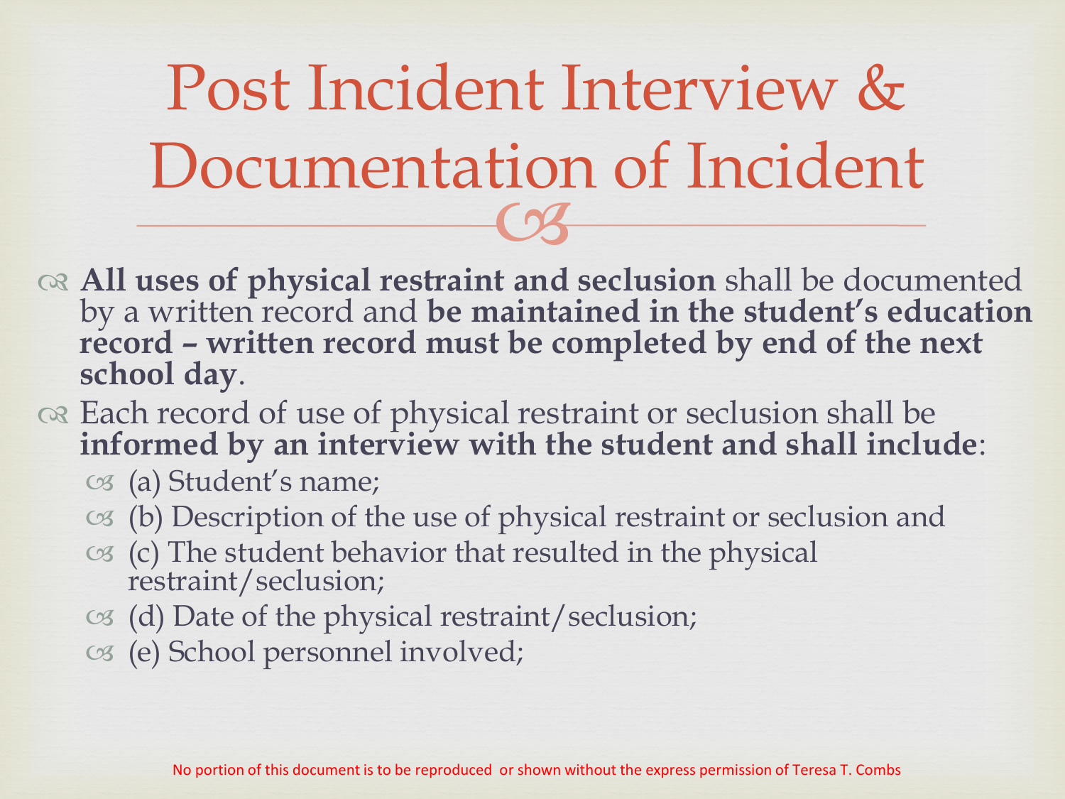# Post Incident Interview & Documentation of Incident

- **All uses of physical restraint and seclusion** shall be documented by a written record and **be maintained in the student's education record – written record must be completed by end of the next school day**.
- Each record of use of physical restraint or seclusion shall be **informed by an interview with the student and shall include**:
  - (a) Student's name;
  - (b) Description of the use of physical restraint or seclusion and
  - (c) The student behavior that resulted in the physical restraint/seclusion;
  - (d) Date of the physical restraint/seclusion;
  - (e) School personnel involved;

No portion of this document is to be reproduced or shown without the express permission of Teresa T. Combs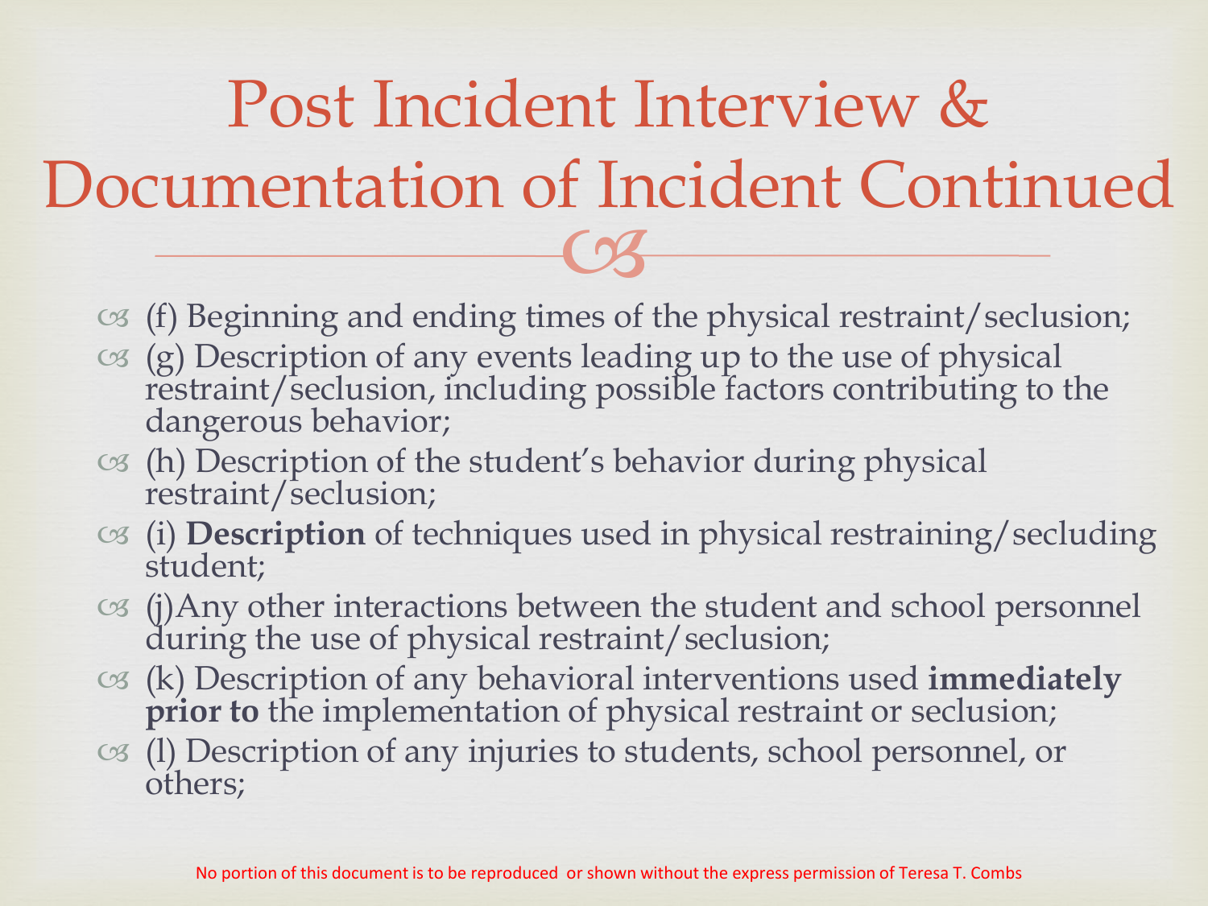# Post Incident Interview & Documentation of Incident Continued

- (f) Beginning and ending times of the physical restraint/seclusion;
- (g) Description of any events leading up to the use of physical restraint/seclusion, including possible factors contributing to the dangerous behavior;
- (h) Description of the student's behavior during physical restraint/seclusion;
- (i) **Description** of techniques used in physical restraining/secluding student;
- (j)Any other interactions between the student and school personnel during the use of physical restraint/seclusion;
- (k) Description of any behavioral interventions used **immediately prior to** the implementation of physical restraint or seclusion;
- (l) Description of any injuries to students, school personnel, or others;

No portion of this document is to be reproduced or shown without the express permission of Teresa T. Combs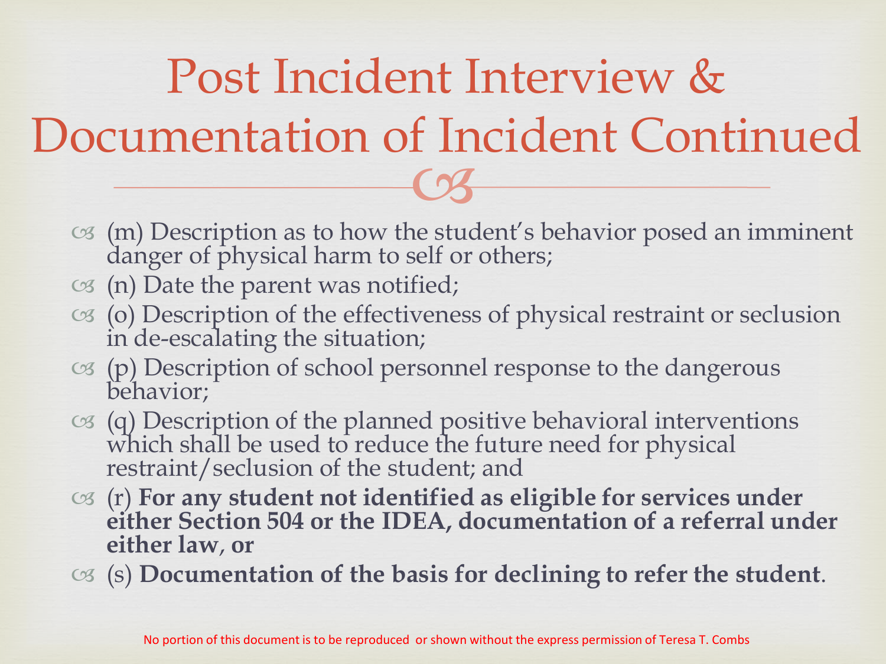# Post Incident Interview & Documentation of Incident Continued

- (m) Description as to how the student's behavior posed an imminent danger of physical harm to self or others;
- (n) Date the parent was notified;
- (o) Description of the effectiveness of physical restraint or seclusion in de-escalating the situation;
- (p) Description of school personnel response to the dangerous behavior;
- (q) Description of the planned positive behavioral interventions which shall be used to reduce the future need for physical restraint/seclusion of the student; and
- (r) **For any student not identified as eligible for services under either Section 504 or the IDEA, documentation of a referral under either law**, **or**
- (s) **Documentation of the basis for declining to refer the student**.

No portion of this document is to be reproduced or shown without the express permission of Teresa T. Combs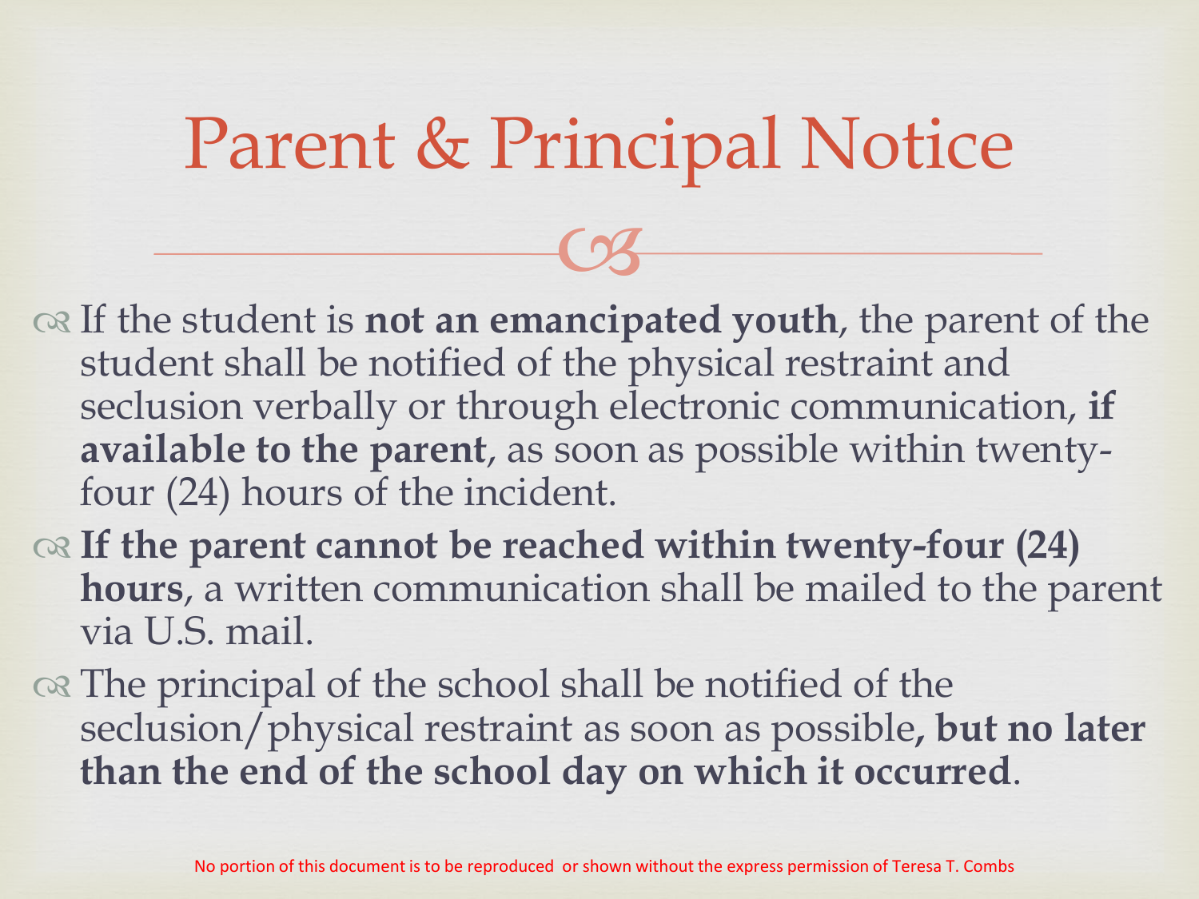# Parent & Principal Notice

- If the student is **not an emancipated youth**, the parent of the student shall be notified of the physical restraint and seclusion verbally or through electronic communication, **if available to the parent**, as soon as possible within twenty-four (24) hours of the incident.
- **If the parent cannot be reached within twenty-four (24) hours**, a written communication shall be mailed to the parent via U.S. mail.
- The principal of the school shall be notified of the seclusion/physical restraint as soon as possible**, but no later than the end of the school day on which it occurred**.

No portion of this document is to be reproduced or shown without the express permission of Teresa T. Combs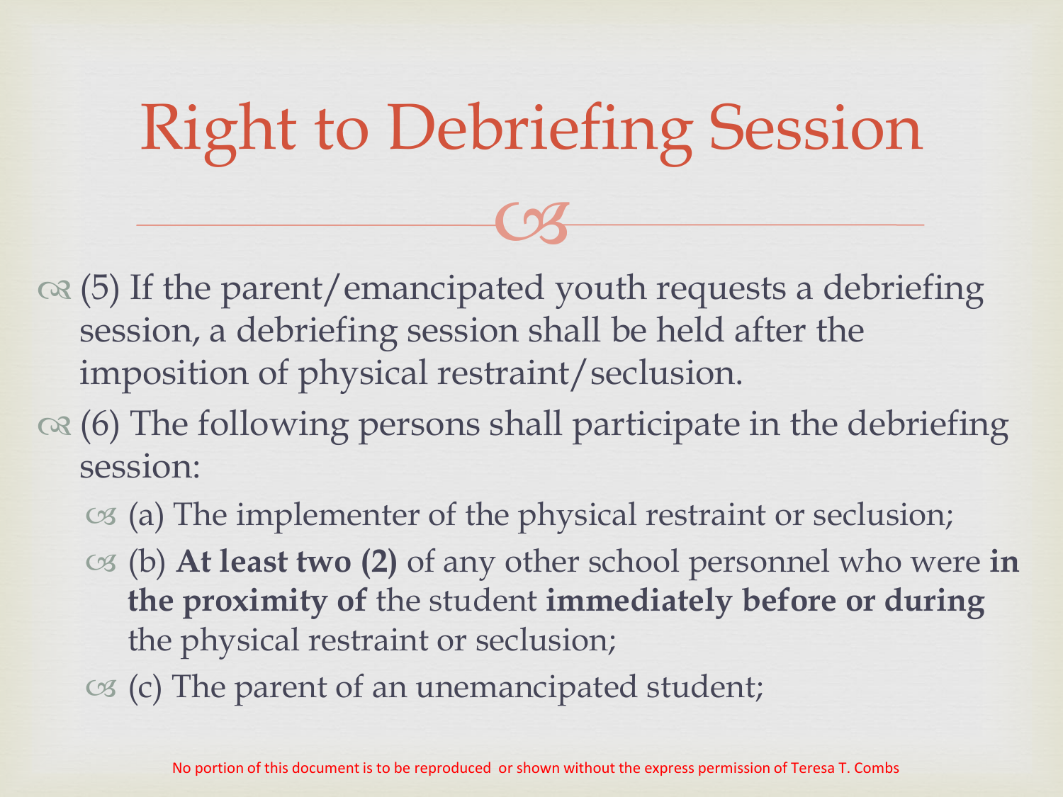# Right to Debriefing Session

- (5) If the parent/emancipated youth requests a debriefing session, a debriefing session shall be held after the imposition of physical restraint/seclusion.
- (6) The following persons shall participate in the debriefing session:
  - (a) The implementer of the physical restraint or seclusion;
  - (b) **At least two (2)** of any other school personnel who were **in the proximity of** the student **immediately before or during** the physical restraint or seclusion;
  - (c) The parent of an unemancipated student;

No portion of this document is to be reproduced or shown without the express permission of Teresa T. Combs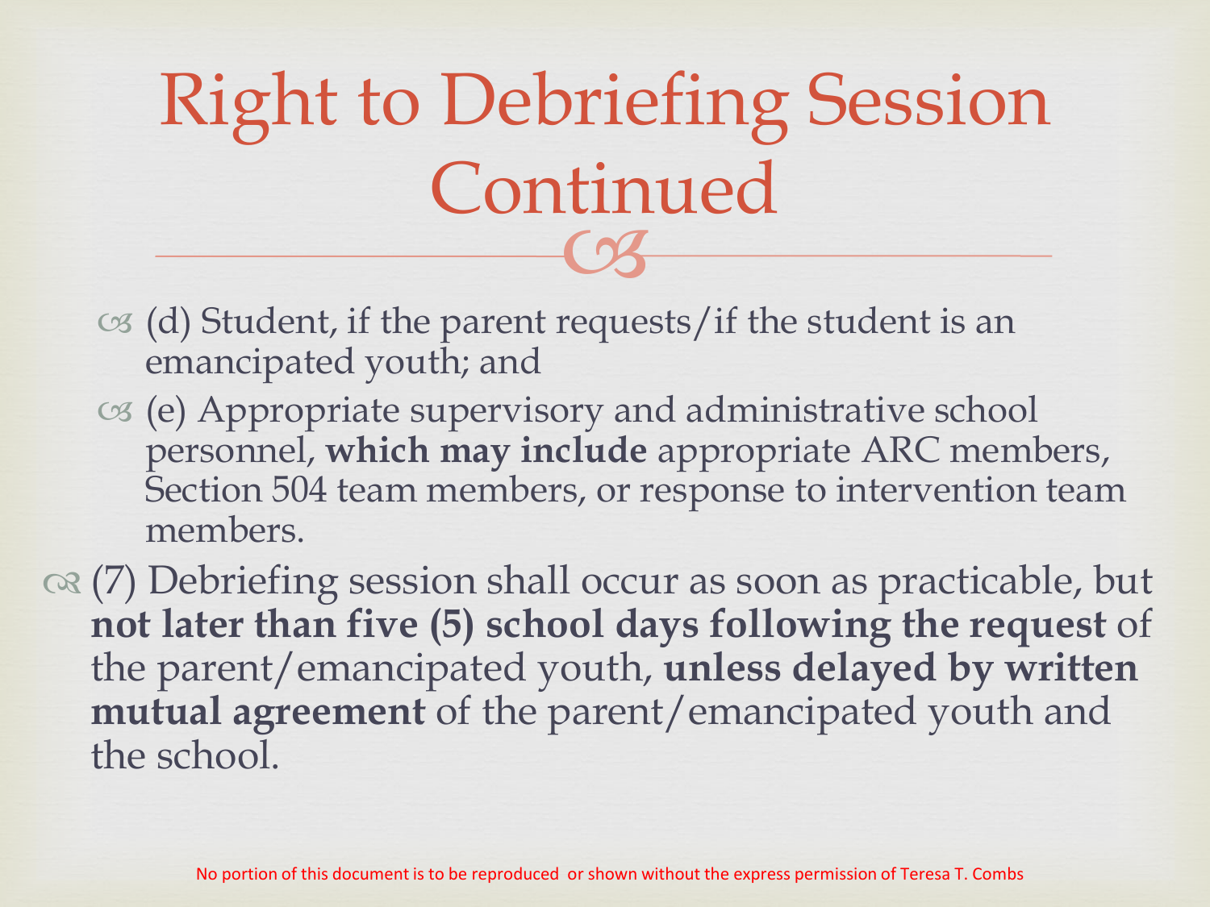# Right to Debriefing Session Continued

- (d) Student, if the parent requests/if the student is an emancipated youth; and
- (e) Appropriate supervisory and administrative school personnel, **which may include** appropriate ARC members, Section 504 team members, or response to intervention team members.

(7) Debriefing session shall occur as soon as practicable, but **not later than five (5) school days following the request** of the parent/emancipated youth, **unless delayed by written mutual agreement** of the parent/emancipated youth and the school.

No portion of this document is to be reproduced or shown without the express permission of Teresa T. Combs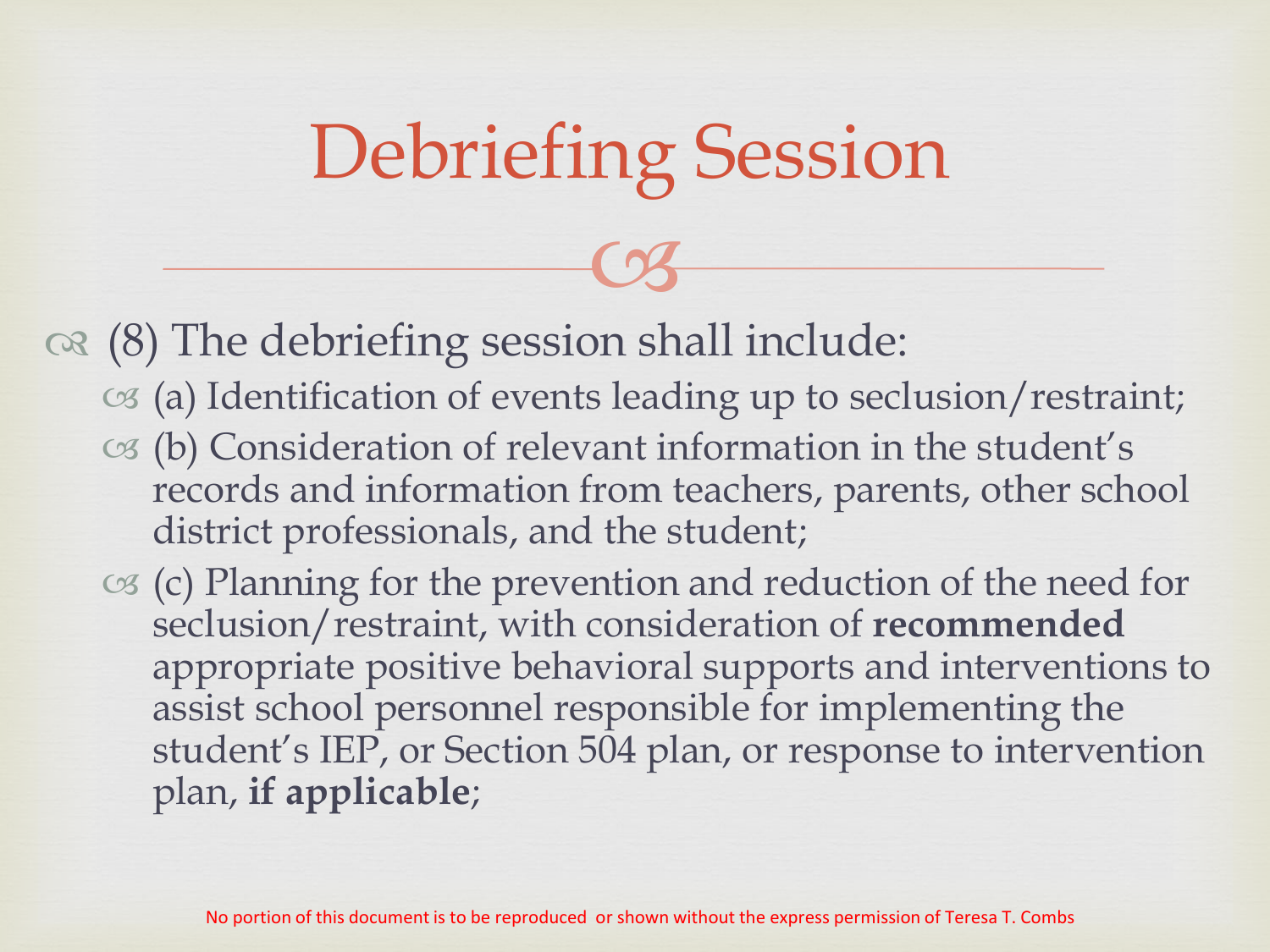# Debriefing Session

- (8) The debriefing session shall include:
  - (a) Identification of events leading up to seclusion/restraint;
  - (b) Consideration of relevant information in the student's records and information from teachers, parents, other school district professionals, and the student;
  - (c) Planning for the prevention and reduction of the need for seclusion/restraint, with consideration of **recommended** appropriate positive behavioral supports and interventions to assist school personnel responsible for implementing the student's IEP, or Section 504 plan, or response to intervention plan, **if applicable**;

No portion of this document is to be reproduced or shown without the express permission of Teresa T. Combs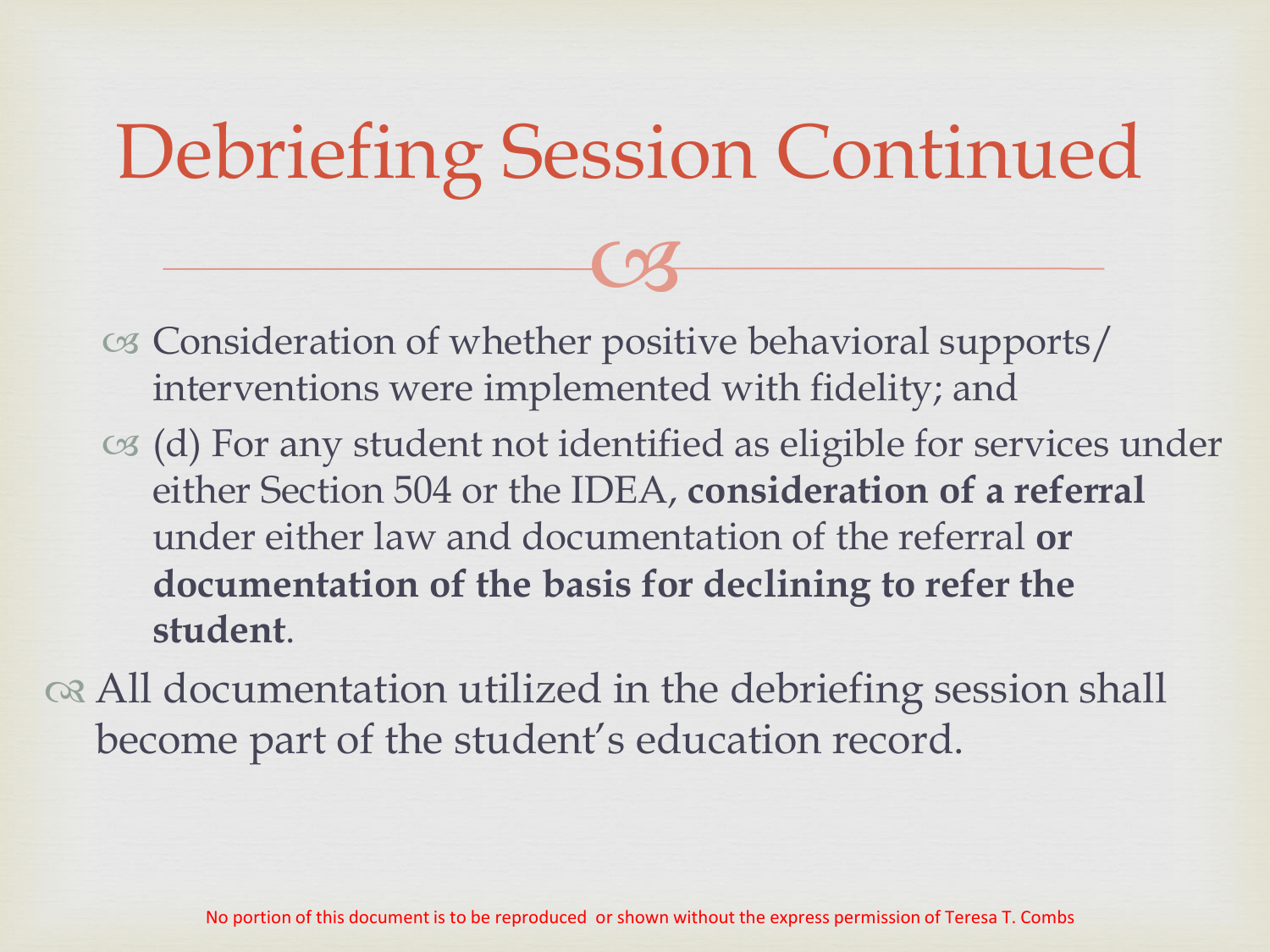# Debriefing Session Continued

- Consideration of whether positive behavioral supports/ interventions were implemented with fidelity; and
- (d) For any student not identified as eligible for services under either Section 504 or the IDEA, **consideration of a referral** under either law and documentation of the referral **or documentation of the basis for declining to refer the student**.

All documentation utilized in the debriefing session shall become part of the student's education record.

No portion of this document is to be reproduced or shown without the express permission of Teresa T. Combs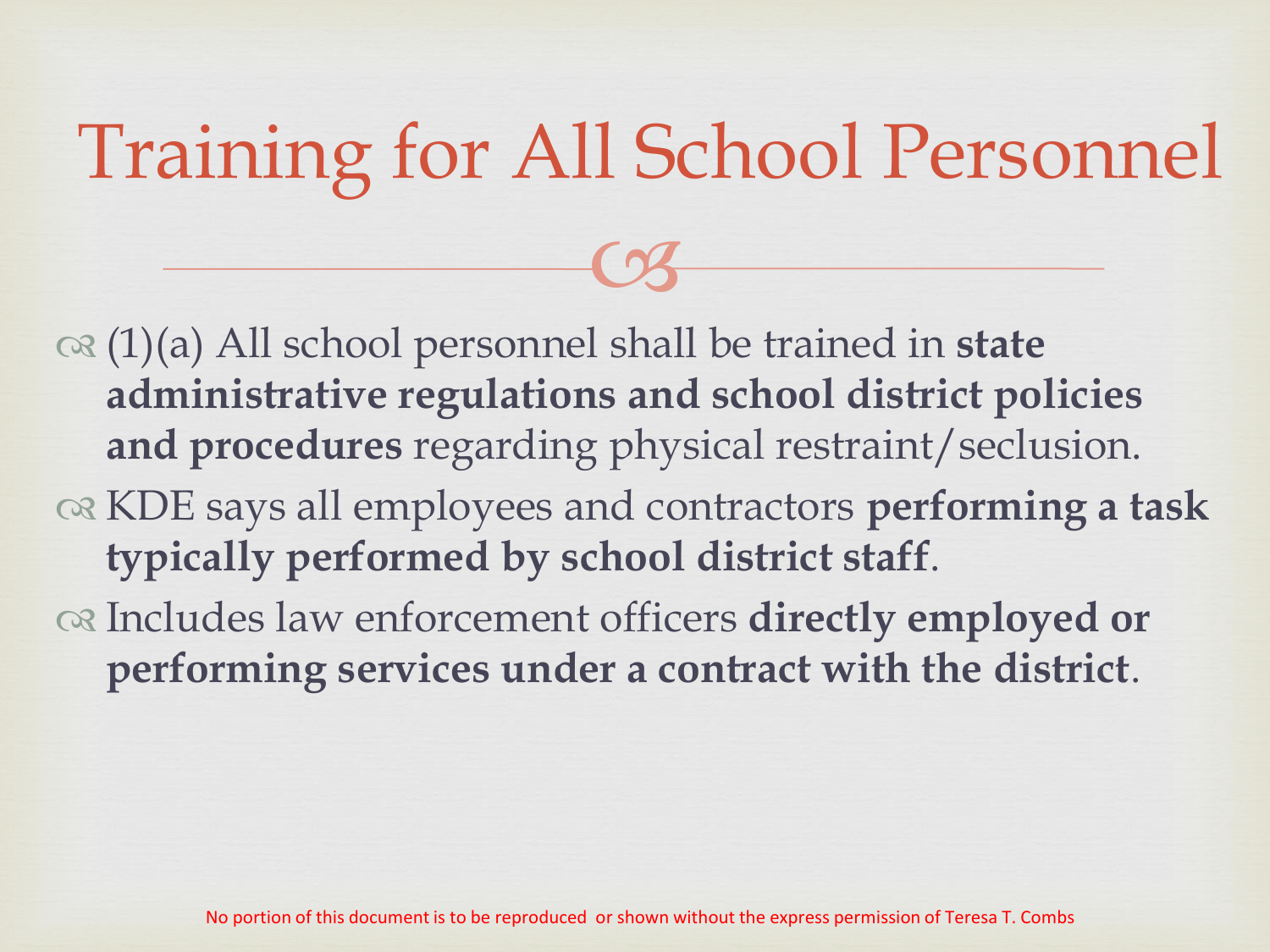# Training for All School Personnel

- (1)(a) All school personnel shall be trained in **state administrative regulations and school district policies and procedures** regarding physical restraint/seclusion.
- KDE says all employees and contractors **performing a task typically performed by school district staff**.
- Includes law enforcement officers **directly employed or performing services under a contract with the district**.

No portion of this document is to be reproduced or shown without the express permission of Teresa T. Combs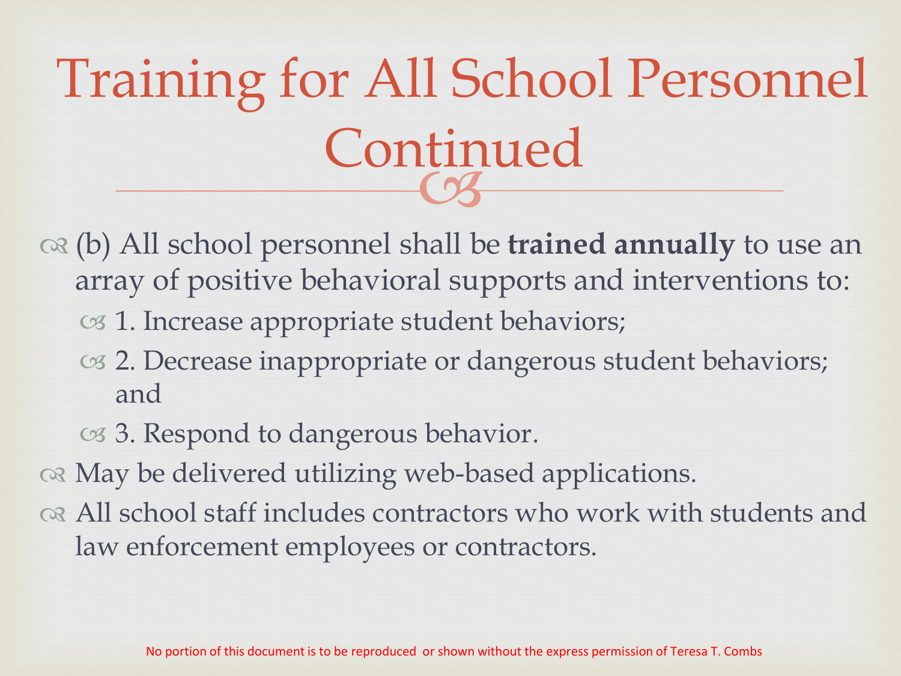# Training for All School Personnel Continued

- (b) All school personnel shall be **trained annually** to use an array of positive behavioral supports and interventions to:
  - 1. Increase appropriate student behaviors;
  - 2. Decrease inappropriate or dangerous student behaviors; and
  - 3. Respond to dangerous behavior.
- May be delivered utilizing web-based applications.
- All school staff includes contractors who work with students and law enforcement employees or contractors.

No portion of this document is to be reproduced or shown without the express permission of Teresa T. Combs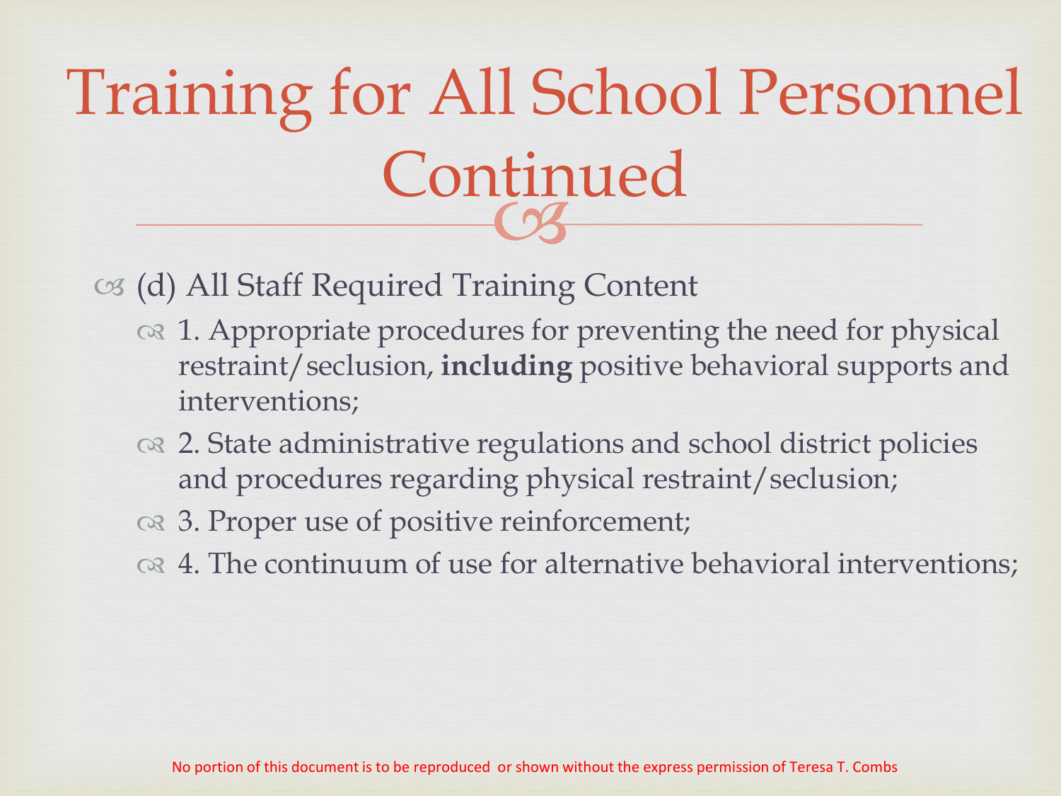# Training for All School Personnel Continued

- (d) All Staff Required Training Content
  - 1. Appropriate procedures for preventing the need for physical restraint/seclusion, **including** positive behavioral supports and interventions;
  - 2. State administrative regulations and school district policies and procedures regarding physical restraint/seclusion;
  - 3. Proper use of positive reinforcement;
  - 4. The continuum of use for alternative behavioral interventions;

No portion of this document is to be reproduced or shown without the express permission of Teresa T. Combs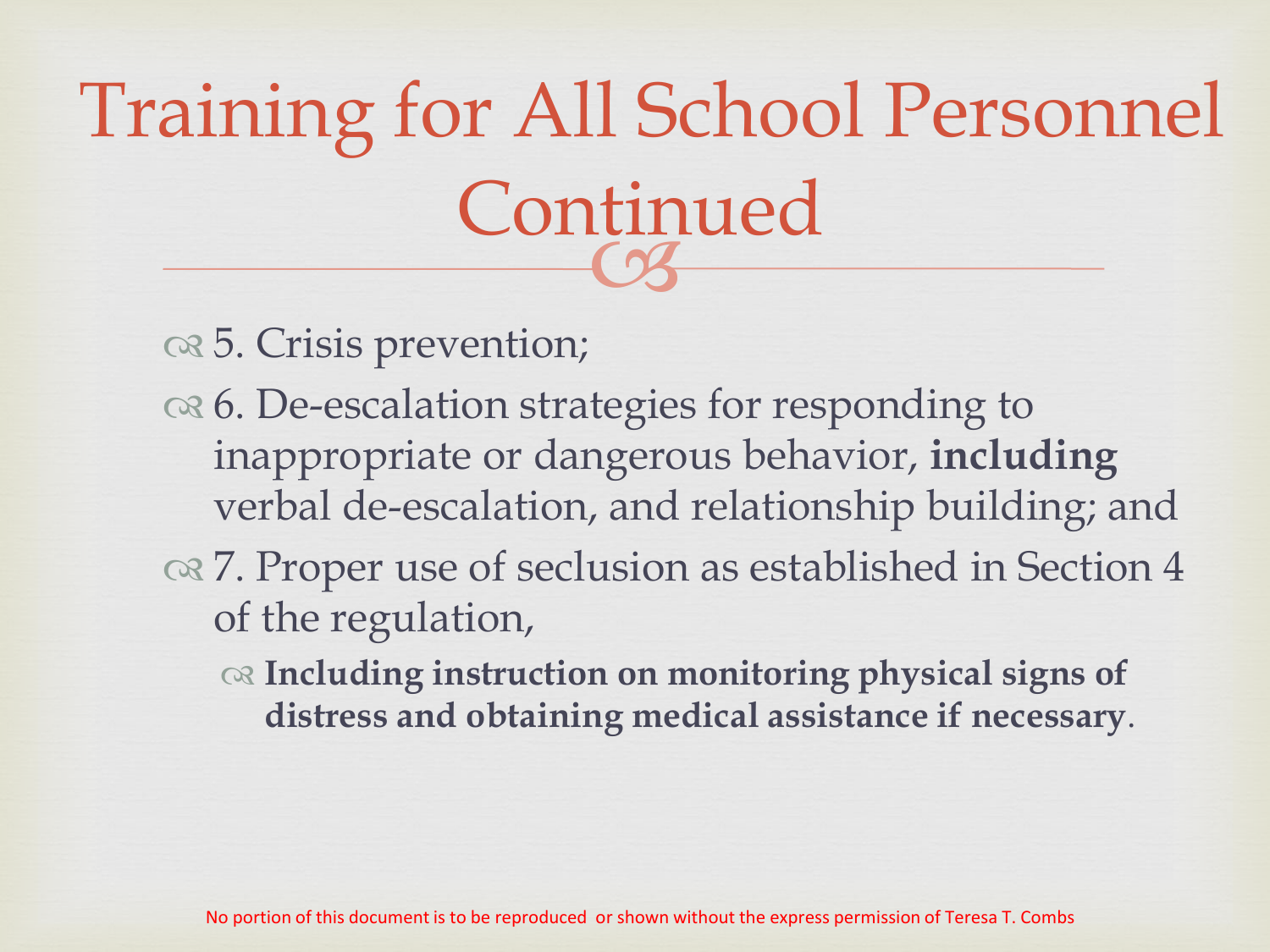# Training for All School Personnel Continued

- 5. Crisis prevention;
- 6. De-escalation strategies for responding to inappropriate or dangerous behavior, **including** verbal de-escalation, and relationship building; and
- 7. Proper use of seclusion as established in Section 4 of the regulation,
  - **Including instruction on monitoring physical signs of distress and obtaining medical assistance if necessary**.

No portion of this document is to be reproduced or shown without the express permission of Teresa T. Combs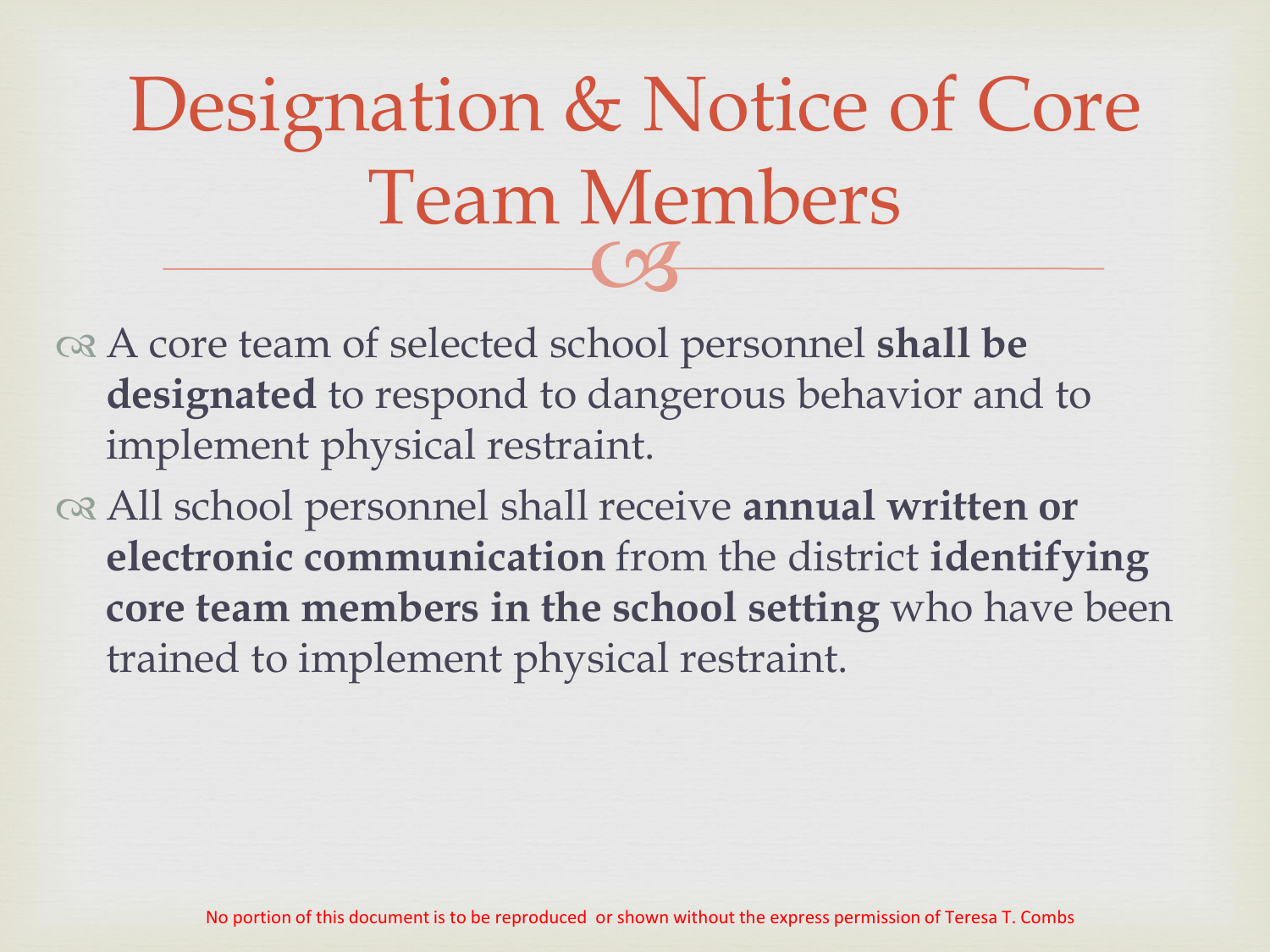# Designation & Notice of Core Team Members

- A core team of selected school personnel **shall be designated** to respond to dangerous behavior and to implement physical restraint.
- All school personnel shall receive **annual written or electronic communication** from the district **identifying core team members in the school setting** who have been trained to implement physical restraint.

No portion of this document is to be reproduced or shown without the express permission of Teresa T. Combs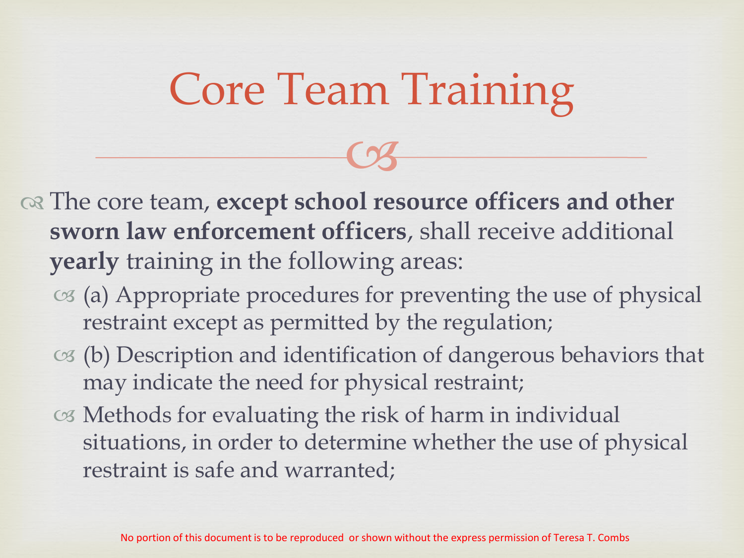# Core Team Training

- The core team, **except school resource officers and other sworn law enforcement officers**, shall receive additional **yearly** training in the following areas:
  - (a) Appropriate procedures for preventing the use of physical restraint except as permitted by the regulation;
  - (b) Description and identification of dangerous behaviors that may indicate the need for physical restraint;
  - Methods for evaluating the risk of harm in individual situations, in order to determine whether the use of physical restraint is safe and warranted;

No portion of this document is to be reproduced or shown without the express permission of Teresa T. Combs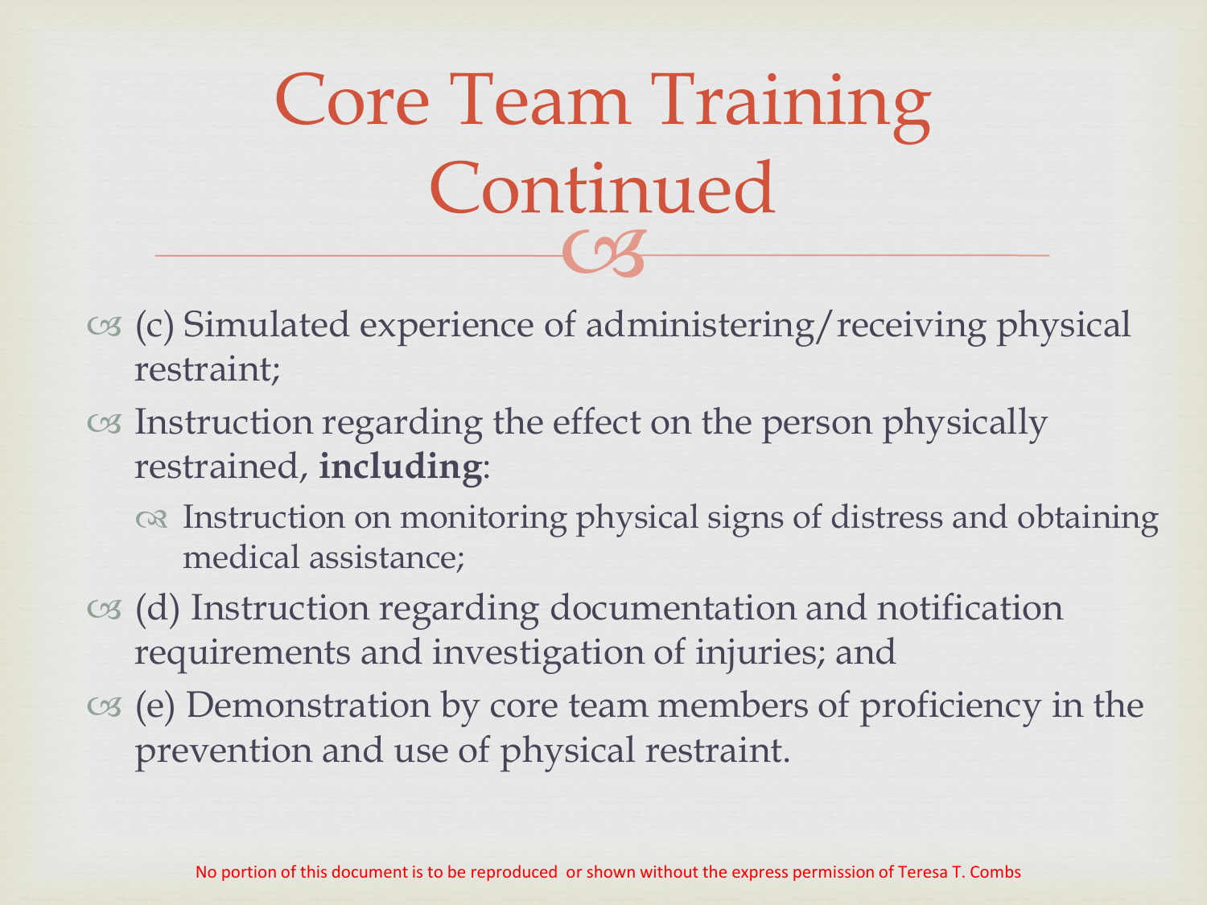# Core Team Training Continued

- (c) Simulated experience of administering/receiving physical restraint;
- Instruction regarding the effect on the person physically restrained, **including**:
  - Instruction on monitoring physical signs of distress and obtaining medical assistance;
- (d) Instruction regarding documentation and notification requirements and investigation of injuries; and
- (e) Demonstration by core team members of proficiency in the prevention and use of physical restraint.

No portion of this document is to be reproduced or shown without the express permission of Teresa T. Combs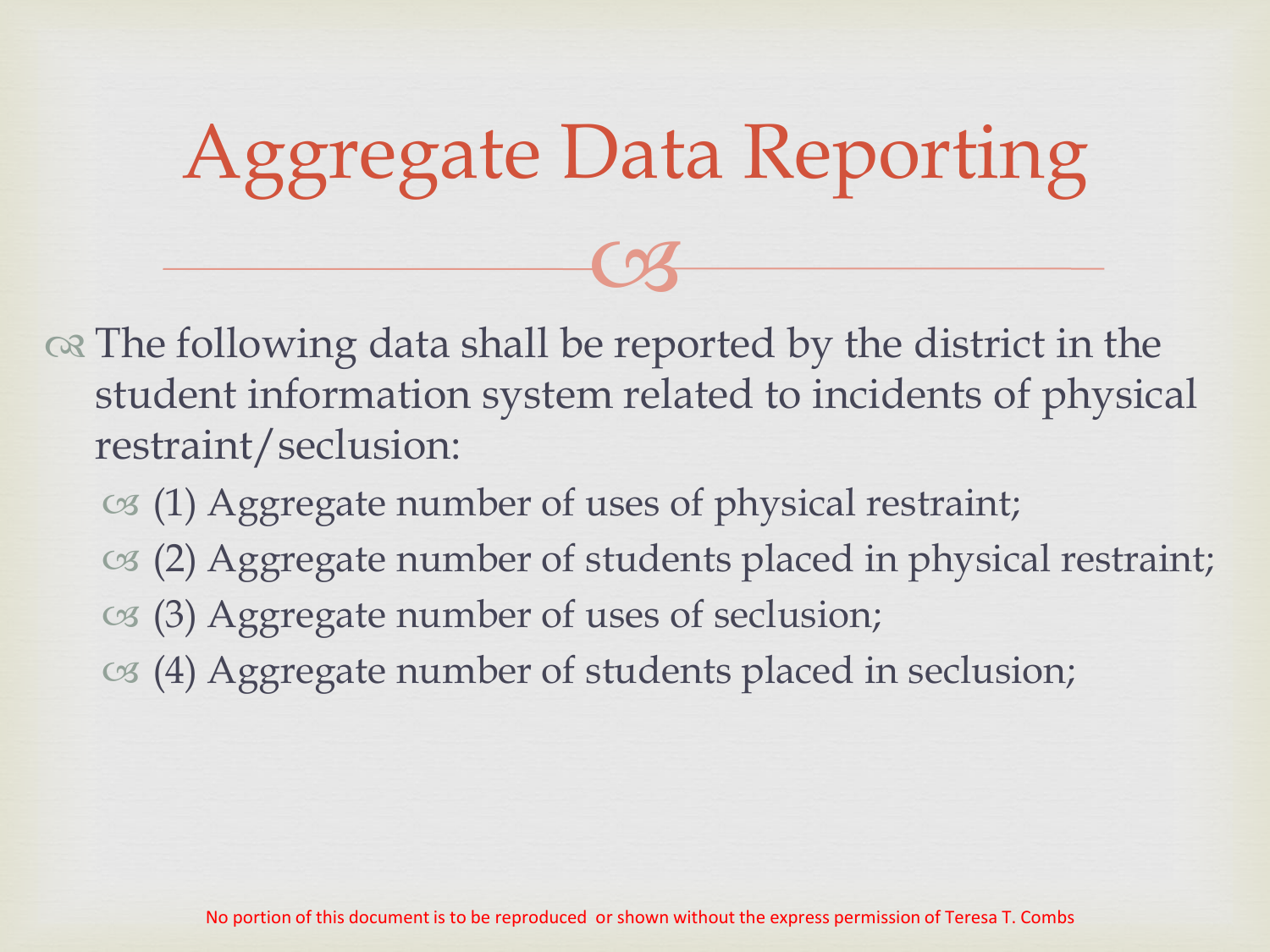# Aggregate Data Reporting

- The following data shall be reported by the district in the student information system related to incidents of physical restraint/seclusion:
  - (1) Aggregate number of uses of physical restraint;
  - (2) Aggregate number of students placed in physical restraint;
  - (3) Aggregate number of uses of seclusion;
  - (4) Aggregate number of students placed in seclusion;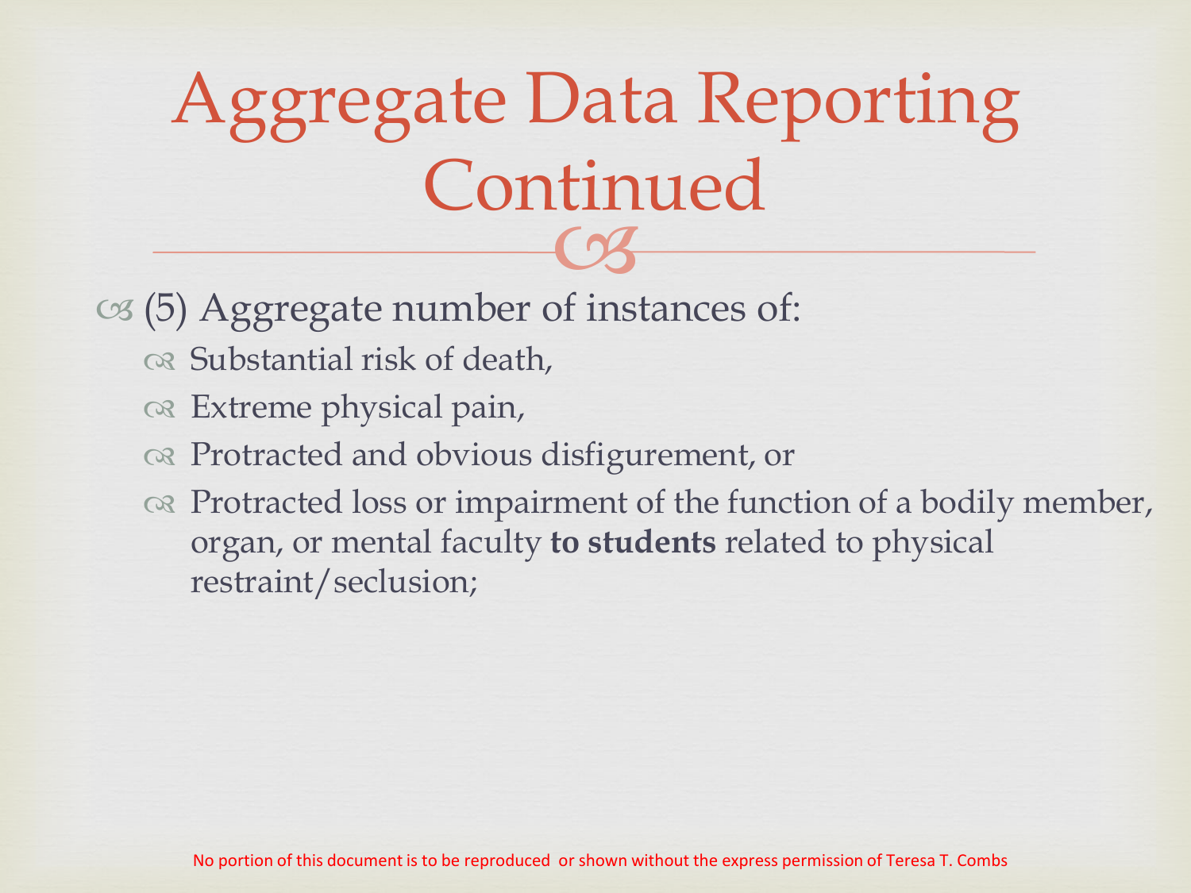# Aggregate Data Reporting Continued

- (5) Aggregate number of instances of:
  - Substantial risk of death,
  - Extreme physical pain,
  - Protracted and obvious disfigurement, or
  - Protracted loss or impairment of the function of a bodily member, organ, or mental faculty **to students** related to physical restraint/seclusion;

No portion of this document is to be reproduced or shown without the express permission of Teresa T. Combs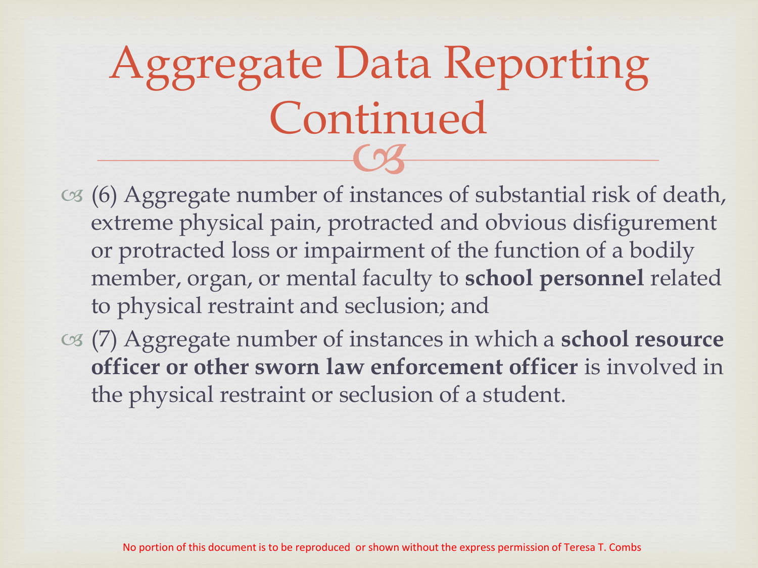# Aggregate Data Reporting Continued

- (6) Aggregate number of instances of substantial risk of death, extreme physical pain, protracted and obvious disfigurement or protracted loss or impairment of the function of a bodily member, organ, or mental faculty to **school personnel** related to physical restraint and seclusion; and
- (7) Aggregate number of instances in which a **school resource officer or other sworn law enforcement officer** is involved in the physical restraint or seclusion of a student.

No portion of this document is to be reproduced or shown without the express permission of Teresa T. Combs